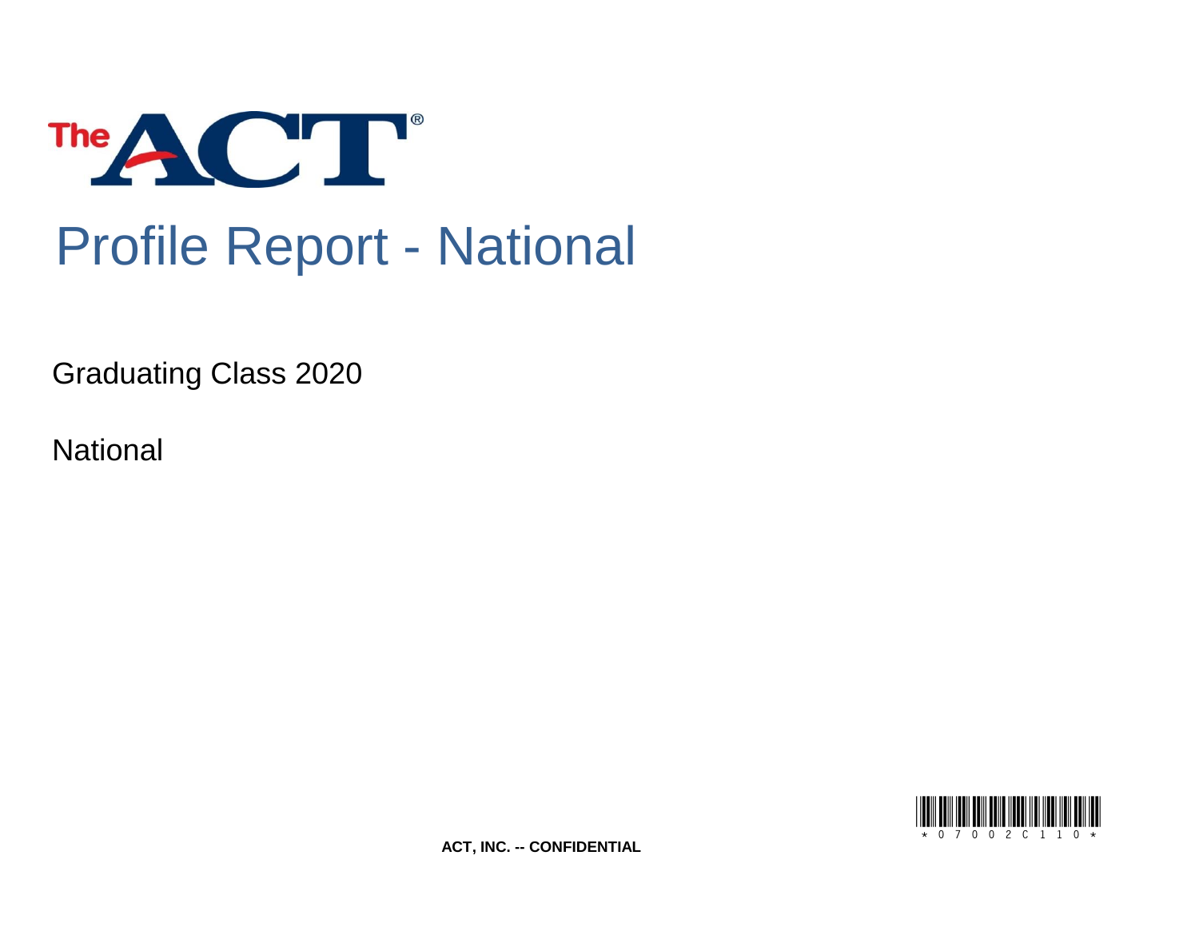# Profile Report - National

Graduating Class 2020

National

ACT, INC. -- CONFIDENTIAL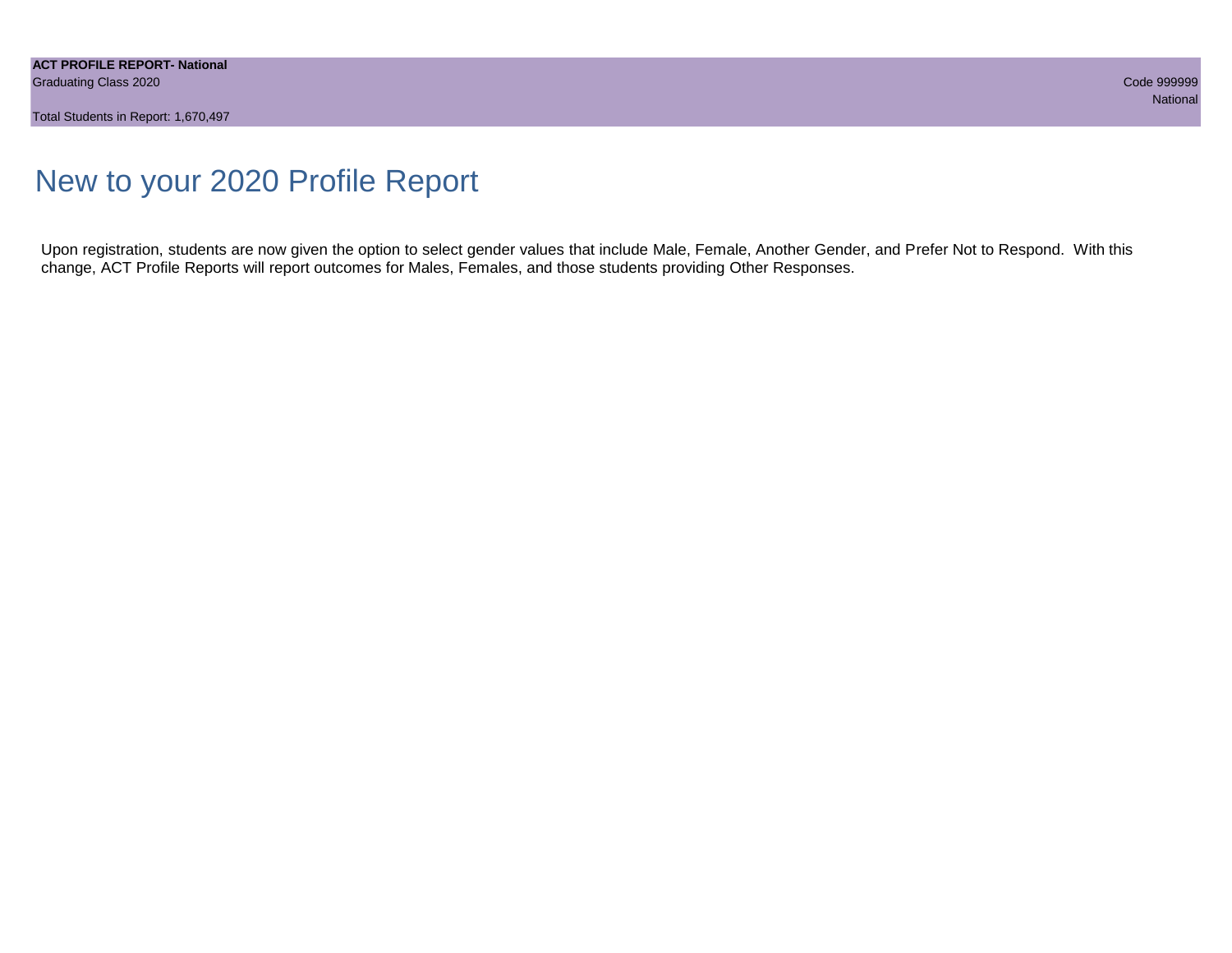# New to your 2020 Profile Report

Upon registration, students are now given the option to select gender values that include Male, Female, Another Gender, and Prefer Not to Respond. With this change, ACT Profile Reports will report outcomes for Males, Females, and those students providing Other Responses.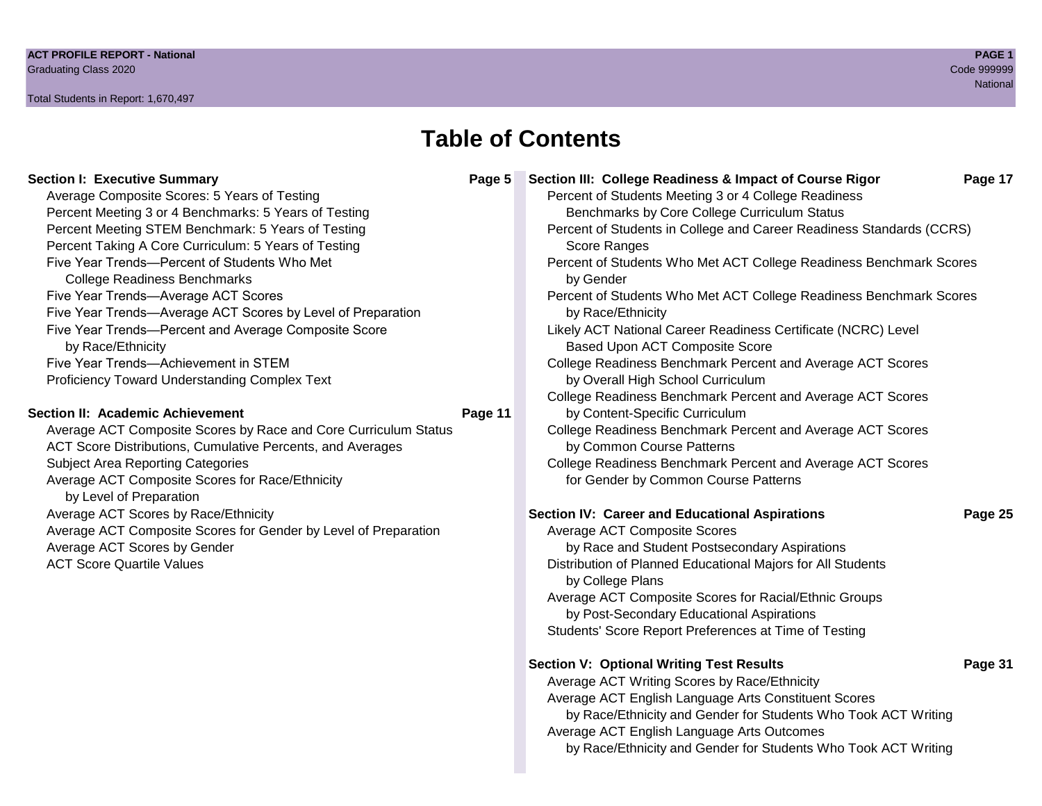# Table of Contents

**Section I: Executive Summary** — **Page 5**

- Average Composite Scores: 5 Years of Testing
- Percent Meeting 3 or 4 Benchmarks: 5 Years of Testing
- Percent Meeting STEM Benchmark: 5 Years of Testing
- Percent Taking A Core Curriculum: 5 Years of Testing
- Five Year Trends—Percent of Students Who Met College Readiness Benchmarks
- Five Year Trends—Average ACT Scores
- Five Year Trends—Average ACT Scores by Level of Preparation
- Five Year Trends—Percent and Average Composite Score by Race/Ethnicity
- Five Year Trends—Achievement in STEM
- Proficiency Toward Understanding Complex Text

**Section II: Academic Achievement** — **Page 11**

- Average ACT Composite Scores by Race and Core Curriculum Status
- ACT Score Distributions, Cumulative Percents, and Averages
- Subject Area Reporting Categories
- Average ACT Composite Scores for Race/Ethnicity by Level of Preparation
- Average ACT Scores by Race/Ethnicity
- Average ACT Composite Scores for Gender by Level of Preparation
- Average ACT Scores by Gender
- ACT Score Quartile Values

**Section III: College Readiness & Impact of Course Rigor** — **Page 17**

- Percent of Students Meeting 3 or 4 College Readiness Benchmarks by Core College Curriculum Status
- Percent of Students in College and Career Readiness Standards (CCRS) Score Ranges
- Percent of Students Who Met ACT College Readiness Benchmark Scores by Gender
- Percent of Students Who Met ACT College Readiness Benchmark Scores by Race/Ethnicity
- Likely ACT National Career Readiness Certificate (NCRC) Level Based Upon ACT Composite Score
- College Readiness Benchmark Percent and Average ACT Scores by Overall High School Curriculum
- College Readiness Benchmark Percent and Average ACT Scores by Content-Specific Curriculum
- College Readiness Benchmark Percent and Average ACT Scores by Common Course Patterns
- College Readiness Benchmark Percent and Average ACT Scores for Gender by Common Course Patterns

**Section IV: Career and Educational Aspirations** — **Page 25**

- Average ACT Composite Scores by Race and Student Postsecondary Aspirations
- Distribution of Planned Educational Majors for All Students by College Plans
- Average ACT Composite Scores for Racial/Ethnic Groups by Post-Secondary Educational Aspirations
- Students' Score Report Preferences at Time of Testing

**Section V: Optional Writing Test Results** — **Page 31**

- Average ACT Writing Scores by Race/Ethnicity
- Average ACT English Language Arts Constituent Scores by Race/Ethnicity and Gender for Students Who Took ACT Writing
- Average ACT English Language Arts Outcomes by Race/Ethnicity and Gender for Students Who Took ACT Writing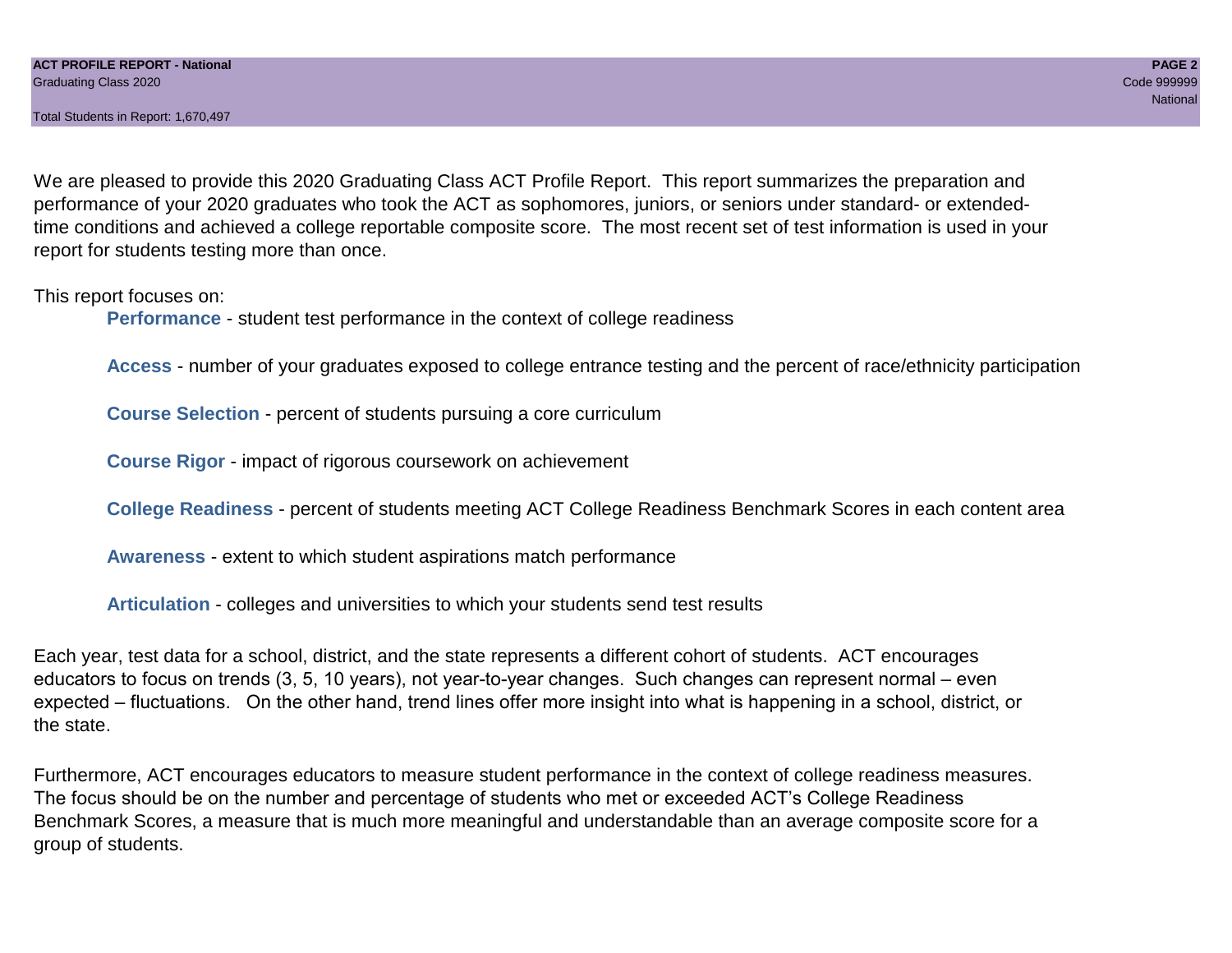We are pleased to provide this 2020 Graduating Class ACT Profile Report. This report summarizes the preparation and performance of your 2020 graduates who took the ACT as sophomores, juniors, or seniors under standard- or extended-time conditions and achieved a college reportable composite score. The most recent set of test information is used in your report for students testing more than once.

This report focuses on:

- **Performance** - student test performance in the context of college readiness
- **Access** - number of your graduates exposed to college entrance testing and the percent of race/ethnicity participation
- **Course Selection** - percent of students pursuing a core curriculum
- **Course Rigor** - impact of rigorous coursework on achievement
- **College Readiness** - percent of students meeting ACT College Readiness Benchmark Scores in each content area
- **Awareness** - extent to which student aspirations match performance
- **Articulation** - colleges and universities to which your students send test results

Each year, test data for a school, district, and the state represents a different cohort of students. ACT encourages educators to focus on trends (3, 5, 10 years), not year-to-year changes. Such changes can represent normal – even expected – fluctuations. On the other hand, trend lines offer more insight into what is happening in a school, district, or the state.

Furthermore, ACT encourages educators to measure student performance in the context of college readiness measures. The focus should be on the number and percentage of students who met or exceeded ACT's College Readiness Benchmark Scores, a measure that is much more meaningful and understandable than an average composite score for a group of students.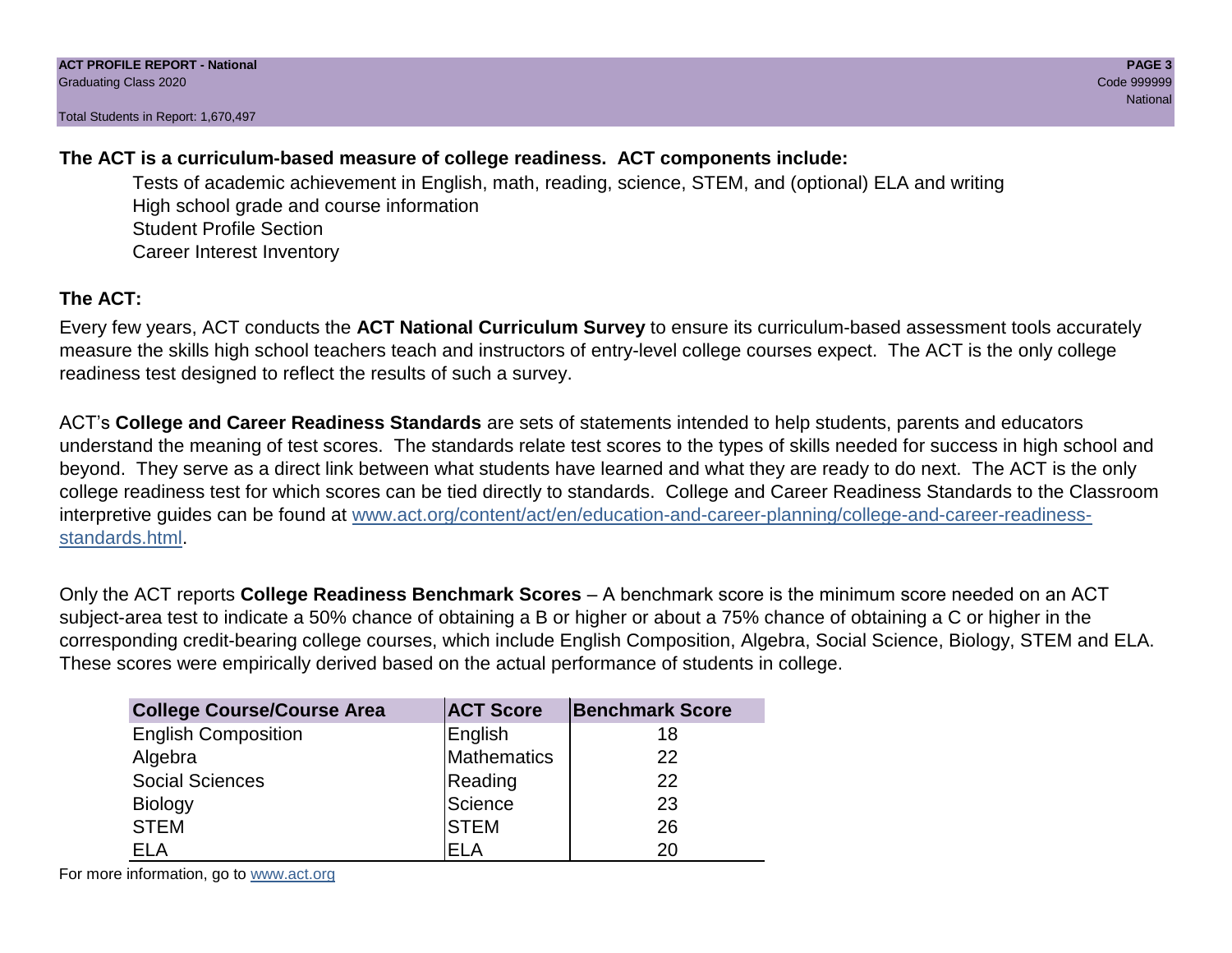**The ACT is a curriculum-based measure of college readiness. ACT components include:**

- Tests of academic achievement in English, math, reading, science, STEM, and (optional) ELA and writing
- High school grade and course information
- Student Profile Section
- Career Interest Inventory

## The ACT:

Every few years, ACT conducts the **ACT National Curriculum Survey** to ensure its curriculum-based assessment tools accurately measure the skills high school teachers teach and instructors of entry-level college courses expect. The ACT is the only college readiness test designed to reflect the results of such a survey.

ACT's **College and Career Readiness Standards** are sets of statements intended to help students, parents and educators understand the meaning of test scores. The standards relate test scores to the types of skills needed for success in high school and beyond. They serve as a direct link between what students have learned and what they are ready to do next. The ACT is the only college readiness test for which scores can be tied directly to standards. College and Career Readiness Standards to the Classroom interpretive guides can be found at www.act.org/content/act/en/education-and-career-planning/college-and-career-readiness-standards.html.

Only the ACT reports **College Readiness Benchmark Scores** – A benchmark score is the minimum score needed on an ACT subject-area test to indicate a 50% chance of obtaining a B or higher or about a 75% chance of obtaining a C or higher in the corresponding credit-bearing college courses, which include English Composition, Algebra, Social Science, Biology, STEM and ELA. These scores were empirically derived based on the actual performance of students in college.

| College Course/Course Area | ACT Score | Benchmark Score |
| --- | --- | --- |
| English Composition | English | 18 |
| Algebra | Mathematics | 22 |
| Social Sciences | Reading | 22 |
| Biology | Science | 23 |
| STEM | STEM | 26 |
| ELA | ELA | 20 |

For more information, go to www.act.org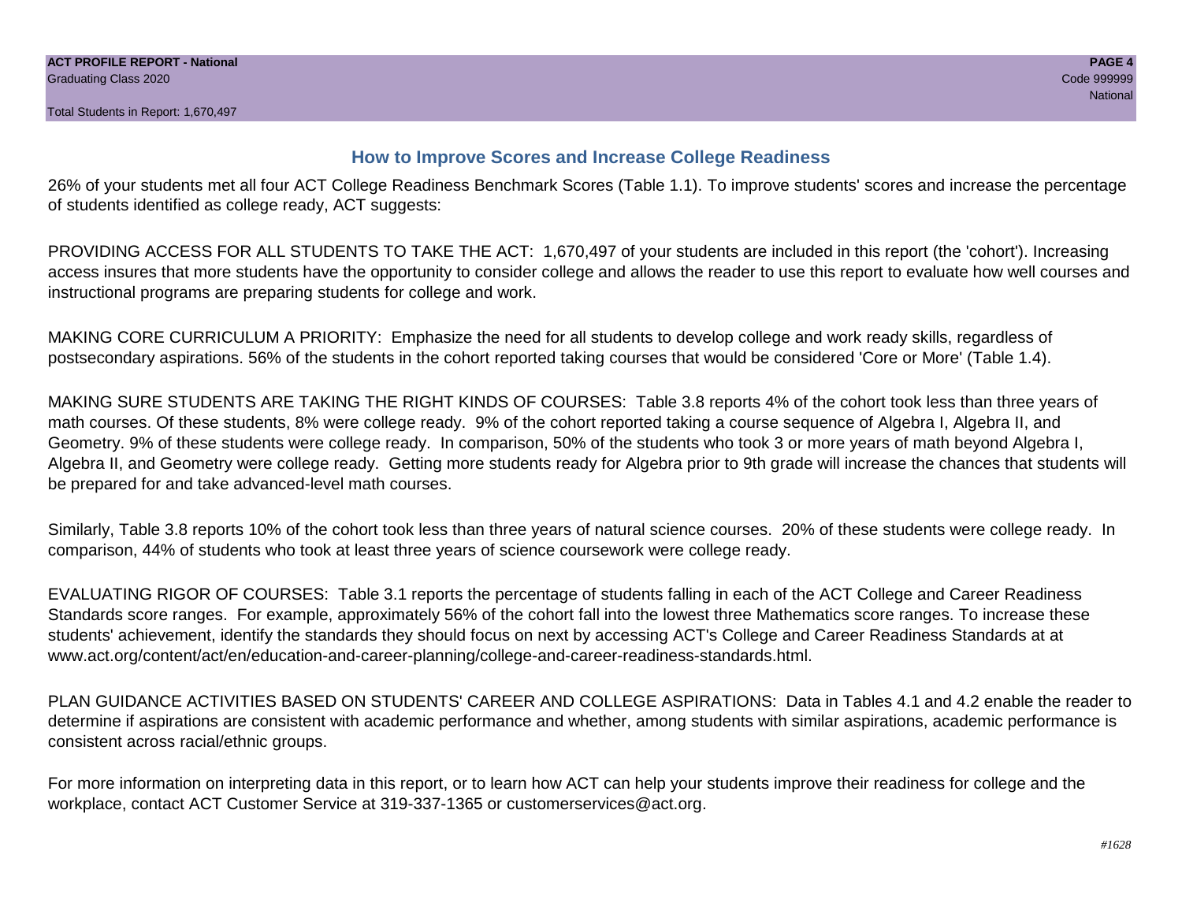## How to Improve Scores and Increase College Readiness

26% of your students met all four ACT College Readiness Benchmark Scores (Table 1.1). To improve students' scores and increase the percentage of students identified as college ready, ACT suggests:

PROVIDING ACCESS FOR ALL STUDENTS TO TAKE THE ACT: 1,670,497 of your students are included in this report (the 'cohort'). Increasing access insures that more students have the opportunity to consider college and allows the reader to use this report to evaluate how well courses and instructional programs are preparing students for college and work.

MAKING CORE CURRICULUM A PRIORITY: Emphasize the need for all students to develop college and work ready skills, regardless of postsecondary aspirations. 56% of the students in the cohort reported taking courses that would be considered 'Core or More' (Table 1.4).

MAKING SURE STUDENTS ARE TAKING THE RIGHT KINDS OF COURSES: Table 3.8 reports 4% of the cohort took less than three years of math courses. Of these students, 8% were college ready. 9% of the cohort reported taking a course sequence of Algebra I, Algebra II, and Geometry. 9% of these students were college ready. In comparison, 50% of the students who took 3 or more years of math beyond Algebra I, Algebra II, and Geometry were college ready. Getting more students ready for Algebra prior to 9th grade will increase the chances that students will be prepared for and take advanced-level math courses.

Similarly, Table 3.8 reports 10% of the cohort took less than three years of natural science courses. 20% of these students were college ready. In comparison, 44% of students who took at least three years of science coursework were college ready.

EVALUATING RIGOR OF COURSES: Table 3.1 reports the percentage of students falling in each of the ACT College and Career Readiness Standards score ranges. For example, approximately 56% of the cohort fall into the lowest three Mathematics score ranges. To increase these students' achievement, identify the standards they should focus on next by accessing ACT's College and Career Readiness Standards at at www.act.org/content/act/en/education-and-career-planning/college-and-career-readiness-standards.html.

PLAN GUIDANCE ACTIVITIES BASED ON STUDENTS' CAREER AND COLLEGE ASPIRATIONS: Data in Tables 4.1 and 4.2 enable the reader to determine if aspirations are consistent with academic performance and whether, among students with similar aspirations, academic performance is consistent across racial/ethnic groups.

For more information on interpreting data in this report, or to learn how ACT can help your students improve their readiness for college and the workplace, contact ACT Customer Service at 319-337-1365 or customerservices@act.org.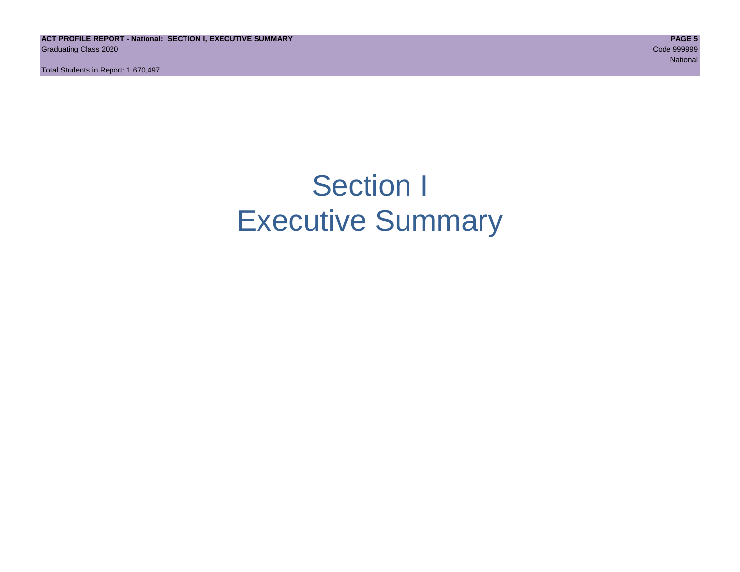# Section I
# Executive Summary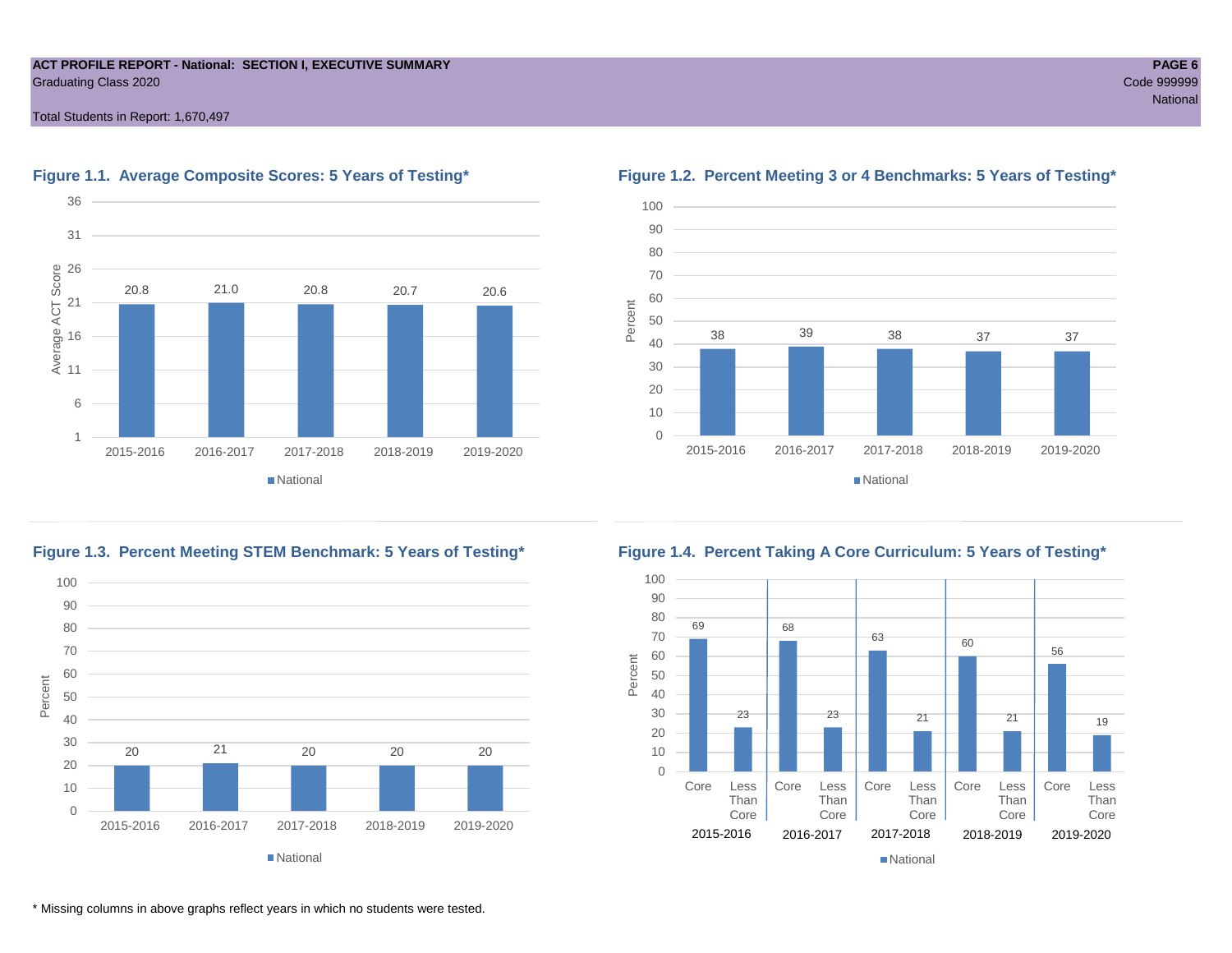### Figure 1.1. Average Composite Scores: 5 Years of Testing*

| Year | National (Average ACT Score) |
|---|---|
| 2015-2016 | 20.8 |
| 2016-2017 | 21.0 |
| 2017-2018 | 20.8 |
| 2018-2019 | 20.7 |
| 2019-2020 | 20.6 |

### Figure 1.2. Percent Meeting 3 or 4 Benchmarks: 5 Years of Testing*

| Year | National (Percent) |
|---|---|
| 2015-2016 | 38 |
| 2016-2017 | 39 |
| 2017-2018 | 38 |
| 2018-2019 | 37 |
| 2019-2020 | 37 |

### Figure 1.3. Percent Meeting STEM Benchmark: 5 Years of Testing*

| Year | National (Percent) |
|---|---|
| 2015-2016 | 20 |
| 2016-2017 | 21 |
| 2017-2018 | 20 |
| 2018-2019 | 20 |
| 2019-2020 | 20 |

### Figure 1.4. Percent Taking A Core Curriculum: 5 Years of Testing*

| Year | Core | Less Than Core |
|---|---|---|
| 2015-2016 | 69 | 23 |
| 2016-2017 | 68 | 23 |
| 2017-2018 | 63 | 21 |
| 2018-2019 | 60 | 21 |
| 2019-2020 | 56 | 19 |

\* Missing columns in above graphs reflect years in which no students were tested.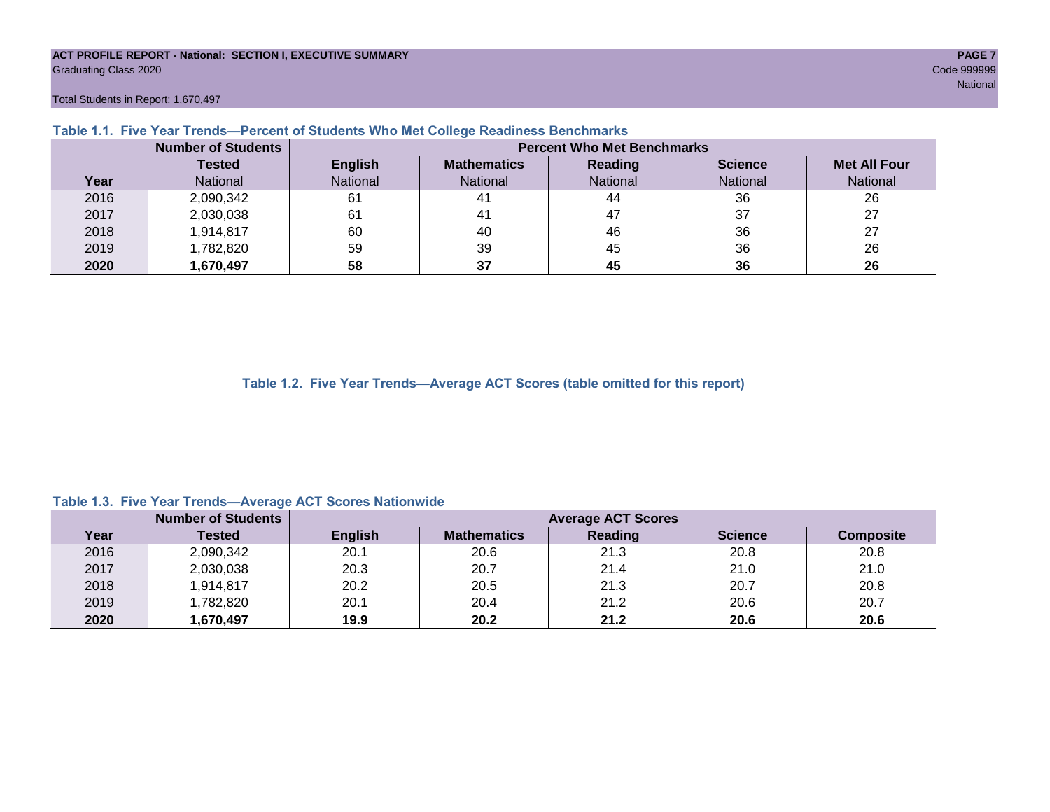ACT PROFILE REPORT - National: SECTION I, EXECUTIVE SUMMARY
Graduating Class 2020

Code 999999
National

Total Students in Report: 1,670,497

### Table 1.1. Five Year Trends—Percent of Students Who Met College Readiness Benchmarks

| | Number of Students | Percent Who Met Benchmarks | | | | |
|---|---|---|---|---|---|---|
| | Tested | English | Mathematics | Reading | Science | Met All Four |
| Year | National | National | National | National | National | National |
| 2016 | 2,090,342 | 61 | 41 | 44 | 36 | 26 |
| 2017 | 2,030,038 | 61 | 41 | 47 | 37 | 27 |
| 2018 | 1,914,817 | 60 | 40 | 46 | 36 | 27 |
| 2019 | 1,782,820 | 59 | 39 | 45 | 36 | 26 |
| **2020** | **1,670,497** | **58** | **37** | **45** | **36** | **26** |

### Table 1.2. Five Year Trends—Average ACT Scores (table omitted for this report)

### Table 1.3. Five Year Trends—Average ACT Scores Nationwide

| | Number of Students | Average ACT Scores | | | | |
|---|---|---|---|---|---|---|
| Year | Tested | English | Mathematics | Reading | Science | Composite |
| 2016 | 2,090,342 | 20.1 | 20.6 | 21.3 | 20.8 | 20.8 |
| 2017 | 2,030,038 | 20.3 | 20.7 | 21.4 | 21.0 | 21.0 |
| 2018 | 1,914,817 | 20.2 | 20.5 | 21.3 | 20.7 | 20.8 |
| 2019 | 1,782,820 | 20.1 | 20.4 | 21.2 | 20.6 | 20.7 |
| **2020** | **1,670,497** | **19.9** | **20.2** | **21.2** | **20.6** | **20.6** |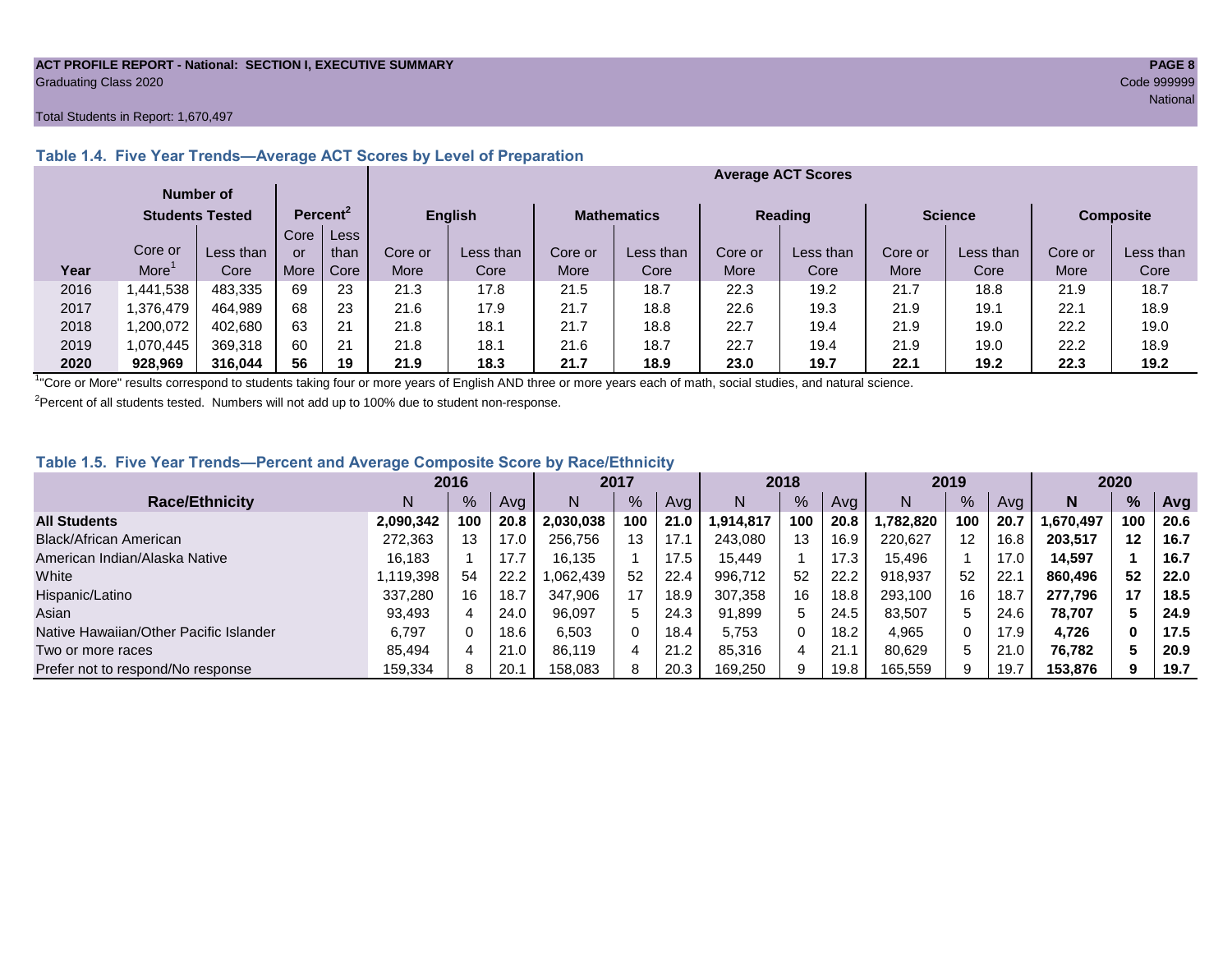ACT PROFILE REPORT - National: SECTION I, EXECUTIVE SUMMARY

Graduating Class 2020

Code 999999

National

Total Students in Report: 1,670,497

### Table 1.4. Five Year Trends—Average ACT Scores by Level of Preparation

| | Number of Students Tested | | Percent[2] | | Average ACT Scores | | | | | | | | | |
|---|---|---|---|---|---|---|---|---|---|---|---|---|---|---|
| | | | | | English | | Mathematics | | Reading | | Science | | Composite | |
| Year | Core or More[1] | Less than Core | Core or More | Less than Core | Core or More | Less than Core | Core or More | Less than Core | Core or More | Less than Core | Core or More | Less than Core | Core or More | Less than Core |
| 2016 | 1,441,538 | 483,335 | 69 | 23 | 21.3 | 17.8 | 21.5 | 18.7 | 22.3 | 19.2 | 21.7 | 18.8 | 21.9 | 18.7 |
| 2017 | 1,376,479 | 464,989 | 68 | 23 | 21.6 | 17.9 | 21.7 | 18.8 | 22.6 | 19.3 | 21.9 | 19.1 | 22.1 | 18.9 |
| 2018 | 1,200,072 | 402,680 | 63 | 21 | 21.8 | 18.1 | 21.7 | 18.8 | 22.7 | 19.4 | 21.9 | 19.0 | 22.2 | 19.0 |
| 2019 | 1,070,445 | 369,318 | 60 | 21 | 21.8 | 18.1 | 21.6 | 18.7 | 22.7 | 19.4 | 21.9 | 19.0 | 22.2 | 18.9 |
| **2020** | **928,969** | **316,044** | **56** | **19** | **21.9** | **18.3** | **21.7** | **18.9** | **23.0** | **19.7** | **22.1** | **19.2** | **22.3** | **19.2** |

[1]"Core or More" results correspond to students taking four or more years of English AND three or more years each of math, social studies, and natural science.

[2]Percent of all students tested. Numbers will not add up to 100% due to student non-response.

### Table 1.5. Five Year Trends—Percent and Average Composite Score by Race/Ethnicity

| | 2016 | | | 2017 | | | 2018 | | | 2019 | | | 2020 | | |
|---|---|---|---|---|---|---|---|---|---|---|---|---|---|---|---|
| Race/Ethnicity | N | % | Avg | N | % | Avg | N | % | Avg | N | % | Avg | **N** | **%** | **Avg** |
| **All Students** | **2,090,342** | **100** | **20.8** | **2,030,038** | **100** | **21.0** | **1,914,817** | **100** | **20.8** | **1,782,820** | **100** | **20.7** | **1,670,497** | **100** | **20.6** |
| Black/African American | 272,363 | 13 | 17.0 | 256,756 | 13 | 17.1 | 243,080 | 13 | 16.9 | 220,627 | 12 | 16.8 | **203,517** | **12** | **16.7** |
| American Indian/Alaska Native | 16,183 | 1 | 17.7 | 16,135 | 1 | 17.5 | 15,449 | 1 | 17.3 | 15,496 | 1 | 17.0 | **14,597** | **1** | **16.7** |
| White | 1,119,398 | 54 | 22.2 | 1,062,439 | 52 | 22.4 | 996,712 | 52 | 22.2 | 918,937 | 52 | 22.1 | **860,496** | **52** | **22.0** |
| Hispanic/Latino | 337,280 | 16 | 18.7 | 347,906 | 17 | 18.9 | 307,358 | 16 | 18.8 | 293,100 | 16 | 18.7 | **277,796** | **17** | **18.5** |
| Asian | 93,493 | 4 | 24.0 | 96,097 | 5 | 24.3 | 91,899 | 5 | 24.5 | 83,507 | 5 | 24.6 | **78,707** | **5** | **24.9** |
| Native Hawaiian/Other Pacific Islander | 6,797 | 0 | 18.6 | 6,503 | 0 | 18.4 | 5,753 | 0 | 18.2 | 4,965 | 0 | 17.9 | **4,726** | **0** | **17.5** |
| Two or more races | 85,494 | 4 | 21.0 | 86,119 | 4 | 21.2 | 85,316 | 4 | 21.1 | 80,629 | 5 | 21.0 | **76,782** | **5** | **20.9** |
| Prefer not to respond/No response | 159,334 | 8 | 20.1 | 158,083 | 8 | 20.3 | 169,250 | 9 | 19.8 | 165,559 | 9 | 19.7 | **153,876** | **9** | **19.7** |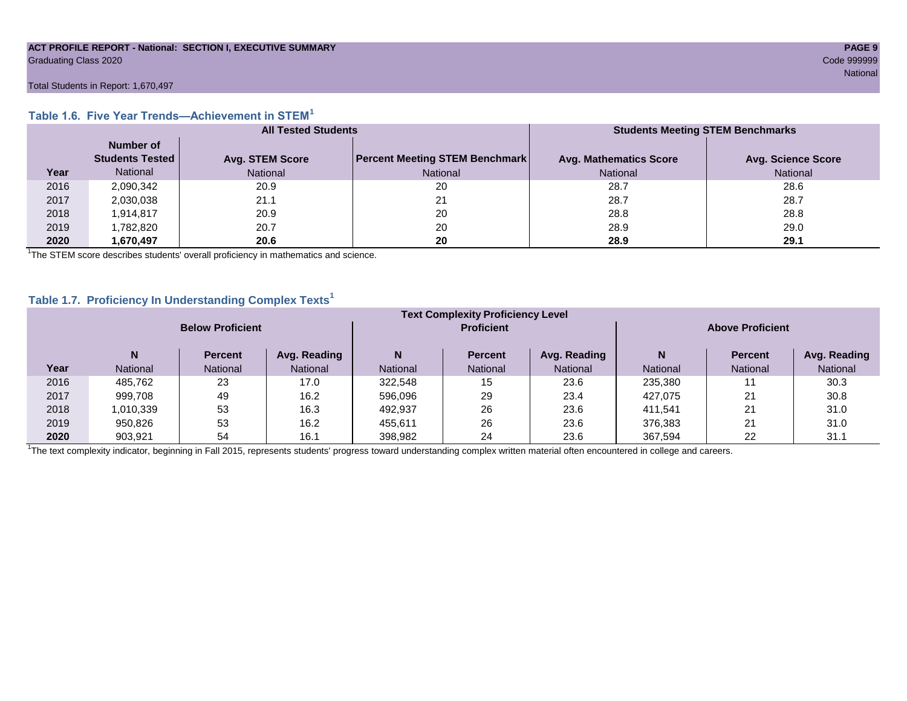ACT PROFILE REPORT - National: SECTION I, EXECUTIVE SUMMARY
Graduating Class 2020

Total Students in Report: 1,670,497

### Table 1.6. Five Year Trends—Achievement in STEM[1]

| | All Tested Students | | | Students Meeting STEM Benchmarks | |
|---|---|---|---|---|---|
| | Number of Students Tested | Avg. STEM Score | Percent Meeting STEM Benchmark | Avg. Mathematics Score | Avg. Science Score |
| Year | National | National | National | National | National |
| 2016 | 2,090,342 | 20.9 | 20 | 28.7 | 28.6 |
| 2017 | 2,030,038 | 21.1 | 21 | 28.7 | 28.7 |
| 2018 | 1,914,817 | 20.9 | 20 | 28.8 | 28.8 |
| 2019 | 1,782,820 | 20.7 | 20 | 28.9 | 29.0 |
| **2020** | **1,670,497** | **20.6** | **20** | **28.9** | **29.1** |

[1]The STEM score describes students' overall proficiency in mathematics and science.

### Table 1.7. Proficiency In Understanding Complex Texts[1]

| | Text Complexity Proficiency Level | | | | | | | | |
|---|---|---|---|---|---|---|---|---|---|
| | Below Proficient | | | Proficient | | | Above Proficient | | |
| | N | Percent | Avg. Reading | N | Percent | Avg. Reading | N | Percent | Avg. Reading |
| Year | National | National | National | National | National | National | National | National | National |
| 2016 | 485,762 | 23 | 17.0 | 322,548 | 15 | 23.6 | 235,380 | 11 | 30.3 |
| 2017 | 999,708 | 49 | 16.2 | 596,096 | 29 | 23.4 | 427,075 | 21 | 30.8 |
| 2018 | 1,010,339 | 53 | 16.3 | 492,937 | 26 | 23.6 | 411,541 | 21 | 31.0 |
| 2019 | 950,826 | 53 | 16.2 | 455,611 | 26 | 23.6 | 376,383 | 21 | 31.0 |
| **2020** | 903,921 | 54 | 16.1 | 398,982 | 24 | 23.6 | 367,594 | 22 | 31.1 |

[1]The text complexity indicator, beginning in Fall 2015, represents students' progress toward understanding complex written material often encountered in college and careers.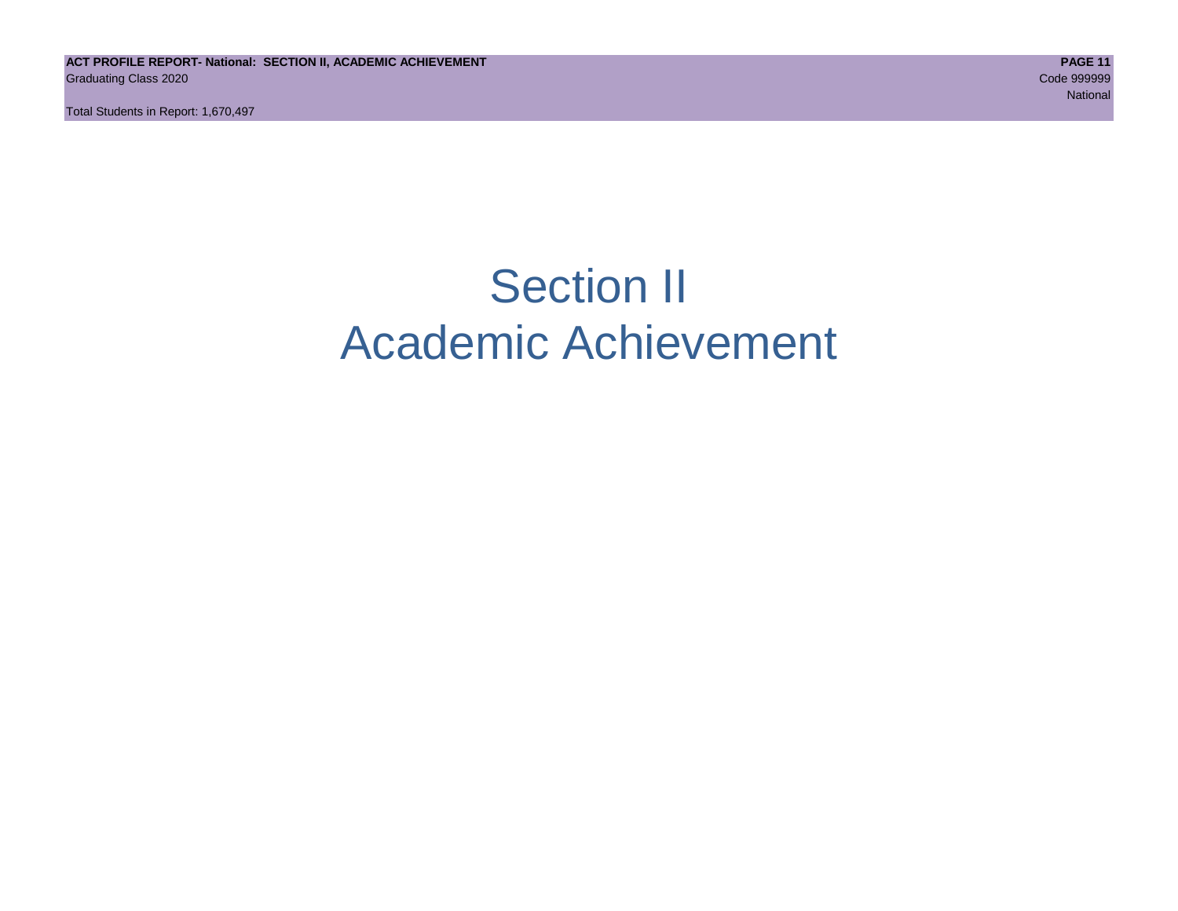# Section II
# Academic Achievement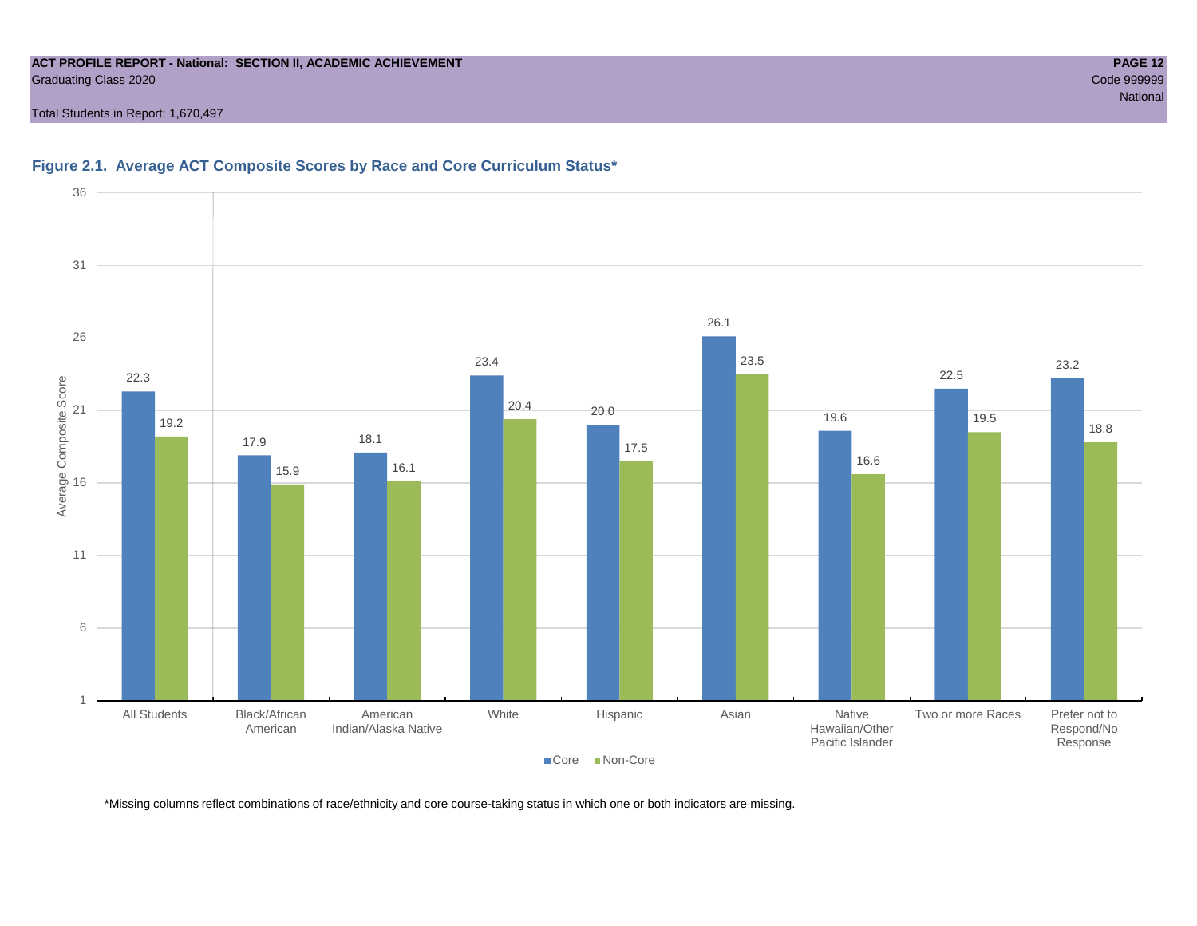**ACT PROFILE REPORT - National: SECTION II, ACADEMIC ACHIEVEMENT**
Graduating Class 2020

Code 999999
National

Total Students in Report: 1,670,497

### Figure 2.1. Average ACT Composite Scores by Race and Core Curriculum Status*

| | Core | Non-Core |
|---|---|---|
| All Students | 22.3 | 19.2 |
| Black/African American | 17.9 | 15.9 |
| American Indian/Alaska Native | 18.1 | 16.1 |
| White | 23.4 | 20.4 |
| Hispanic | 20.0 | 17.5 |
| Asian | 26.1 | 23.5 |
| Native Hawaiian/Other Pacific Islander | 19.6 | 16.6 |
| Two or more Races | 22.5 | 19.5 |
| Prefer not to Respond/No Response | 23.2 | 18.8 |

*Missing columns reflect combinations of race/ethnicity and core course-taking status in which one or both indicators are missing.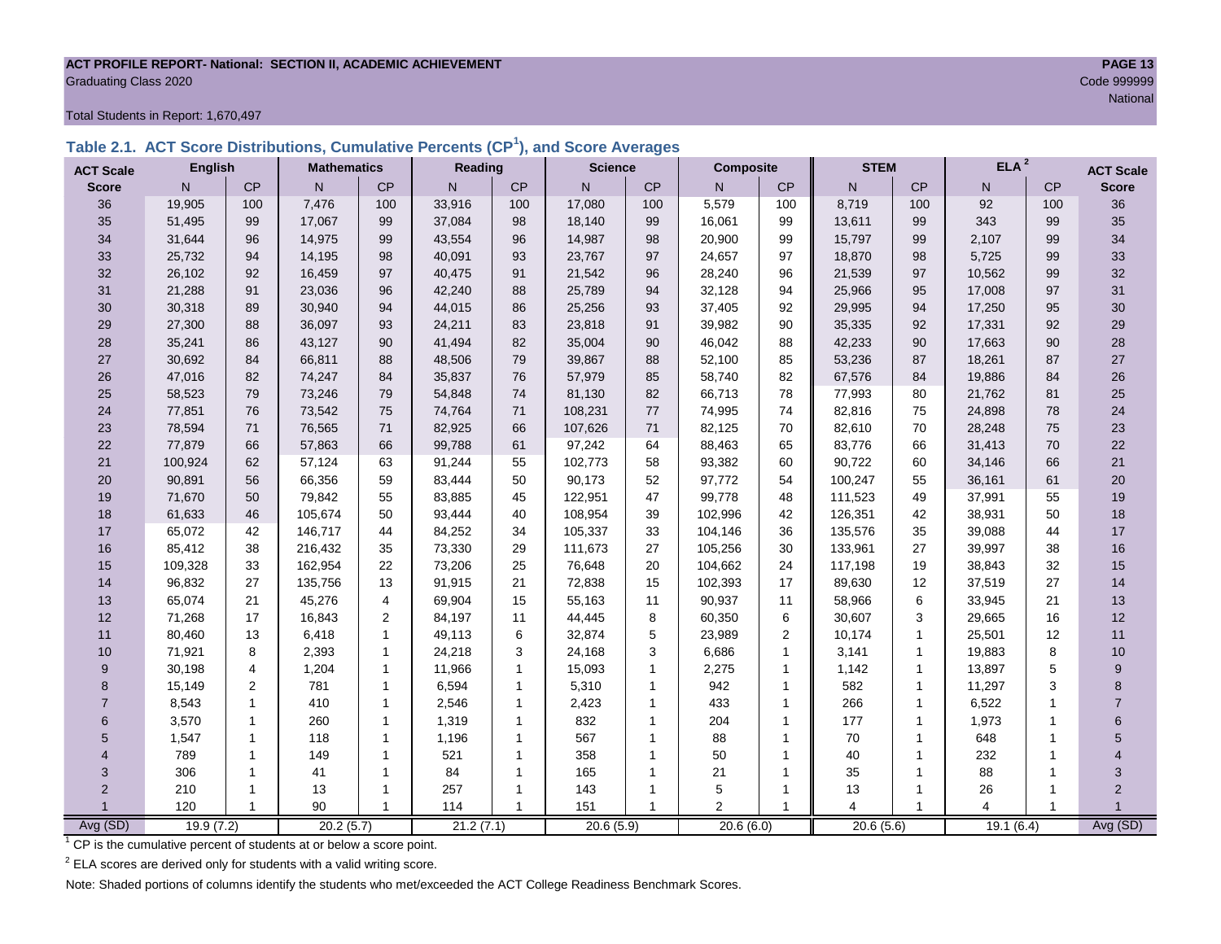ACT PROFILE REPORT- National: SECTION II, ACADEMIC ACHIEVEMENT

Graduating Class 2020

Code 999999

National

Total Students in Report: 1,670,497

## Table 2.1. ACT Score Distributions, Cumulative Percents (CP[1]), and Score Averages

| ACT Scale Score | English N | English CP | Mathematics N | Mathematics CP | Reading N | Reading CP | Science N | Science CP | Composite N | Composite CP | STEM N | STEM CP | ELA[2] N | ELA[2] CP | ACT Scale Score |
|---|---|---|---|---|---|---|---|---|---|---|---|---|---|---|---|
| 36 | 19,905 | 100 | 7,476 | 100 | 33,916 | 100 | 17,080 | 100 | 5,579 | 100 | 8,719 | 100 | 92 | 100 | 36 |
| 35 | 51,495 | 99 | 17,067 | 99 | 37,084 | 98 | 18,140 | 99 | 16,061 | 99 | 13,611 | 99 | 343 | 99 | 35 |
| 34 | 31,644 | 96 | 14,975 | 99 | 43,554 | 96 | 14,987 | 98 | 20,900 | 99 | 15,797 | 99 | 2,107 | 99 | 34 |
| 33 | 25,732 | 94 | 14,195 | 98 | 40,091 | 93 | 23,767 | 97 | 24,657 | 97 | 18,870 | 98 | 5,725 | 99 | 33 |
| 32 | 26,102 | 92 | 16,459 | 97 | 40,475 | 91 | 21,542 | 96 | 28,240 | 96 | 21,539 | 97 | 10,562 | 99 | 32 |
| 31 | 21,288 | 91 | 23,036 | 96 | 42,240 | 88 | 25,789 | 94 | 32,128 | 94 | 25,966 | 95 | 17,008 | 97 | 31 |
| 30 | 30,318 | 89 | 30,940 | 94 | 44,015 | 86 | 25,256 | 93 | 37,405 | 92 | 29,995 | 94 | 17,250 | 95 | 30 |
| 29 | 27,300 | 88 | 36,097 | 93 | 24,211 | 83 | 23,818 | 91 | 39,982 | 90 | 35,335 | 92 | 17,331 | 92 | 29 |
| 28 | 35,241 | 86 | 43,127 | 90 | 41,494 | 82 | 35,004 | 90 | 46,042 | 88 | 42,233 | 90 | 17,663 | 90 | 28 |
| 27 | 30,692 | 84 | 66,811 | 88 | 48,506 | 79 | 39,867 | 88 | 52,100 | 85 | 53,236 | 87 | 18,261 | 87 | 27 |
| 26 | 47,016 | 82 | 74,247 | 84 | 35,837 | 76 | 57,979 | 85 | 58,740 | 82 | 67,576 | 84 | 19,886 | 84 | 26 |
| 25 | 58,523 | 79 | 73,246 | 79 | 54,848 | 74 | 81,130 | 82 | 66,713 | 78 | 77,993 | 80 | 21,762 | 81 | 25 |
| 24 | 77,851 | 76 | 73,542 | 75 | 74,764 | 71 | 108,231 | 77 | 74,995 | 74 | 82,816 | 75 | 24,898 | 78 | 24 |
| 23 | 78,594 | 71 | 76,565 | 71 | 82,925 | 66 | 107,626 | 71 | 82,125 | 70 | 82,610 | 70 | 28,248 | 75 | 23 |
| 22 | 77,879 | 66 | 57,863 | 66 | 99,788 | 61 | 97,242 | 64 | 88,463 | 65 | 83,776 | 66 | 31,413 | 70 | 22 |
| 21 | 100,924 | 62 | 57,124 | 63 | 91,244 | 55 | 102,773 | 58 | 93,382 | 60 | 90,722 | 60 | 34,146 | 66 | 21 |
| 20 | 90,891 | 56 | 66,356 | 59 | 83,444 | 50 | 90,173 | 52 | 97,772 | 54 | 100,247 | 55 | 36,161 | 61 | 20 |
| 19 | 71,670 | 50 | 79,842 | 55 | 83,885 | 45 | 122,951 | 47 | 99,778 | 48 | 111,523 | 49 | 37,991 | 55 | 19 |
| 18 | 61,633 | 46 | 105,674 | 50 | 93,444 | 40 | 108,954 | 39 | 102,996 | 42 | 126,351 | 42 | 38,931 | 50 | 18 |
| 17 | 65,072 | 42 | 146,717 | 44 | 84,252 | 34 | 105,337 | 33 | 104,146 | 36 | 135,576 | 35 | 39,088 | 44 | 17 |
| 16 | 85,412 | 38 | 216,432 | 35 | 73,330 | 29 | 111,673 | 27 | 105,256 | 30 | 133,961 | 27 | 39,997 | 38 | 16 |
| 15 | 109,328 | 33 | 162,954 | 22 | 73,206 | 25 | 76,648 | 20 | 104,662 | 24 | 117,198 | 19 | 38,843 | 32 | 15 |
| 14 | 96,832 | 27 | 135,756 | 13 | 91,915 | 21 | 72,838 | 15 | 102,393 | 17 | 89,630 | 12 | 37,519 | 27 | 14 |
| 13 | 65,074 | 21 | 45,276 | 4 | 69,904 | 15 | 55,163 | 11 | 90,937 | 11 | 58,966 | 6 | 33,945 | 21 | 13 |
| 12 | 71,268 | 17 | 16,843 | 2 | 84,197 | 11 | 44,445 | 8 | 60,350 | 6 | 30,607 | 3 | 29,665 | 16 | 12 |
| 11 | 80,460 | 13 | 6,418 | 1 | 49,113 | 6 | 32,874 | 5 | 23,989 | 2 | 10,174 | 1 | 25,501 | 12 | 11 |
| 10 | 71,921 | 8 | 2,393 | 1 | 24,218 | 3 | 24,168 | 3 | 6,686 | 1 | 3,141 | 1 | 19,883 | 8 | 10 |
| 9 | 30,198 | 4 | 1,204 | 1 | 11,966 | 1 | 15,093 | 1 | 2,275 | 1 | 1,142 | 1 | 13,897 | 5 | 9 |
| 8 | 15,149 | 2 | 781 | 1 | 6,594 | 1 | 5,310 | 1 | 942 | 1 | 582 | 1 | 11,297 | 3 | 8 |
| 7 | 8,543 | 1 | 410 | 1 | 2,546 | 1 | 2,423 | 1 | 433 | 1 | 266 | 1 | 6,522 | 1 | 7 |
| 6 | 3,570 | 1 | 260 | 1 | 1,319 | 1 | 832 | 1 | 204 | 1 | 177 | 1 | 1,973 | 1 | 6 |
| 5 | 1,547 | 1 | 118 | 1 | 1,196 | 1 | 567 | 1 | 88 | 1 | 70 | 1 | 648 | 1 | 5 |
| 4 | 789 | 1 | 149 | 1 | 521 | 1 | 358 | 1 | 50 | 1 | 40 | 1 | 232 | 1 | 4 |
| 3 | 306 | 1 | 41 | 1 | 84 | 1 | 165 | 1 | 21 | 1 | 35 | 1 | 88 | 1 | 3 |
| 2 | 210 | 1 | 13 | 1 | 257 | 1 | 143 | 1 | 5 | 1 | 13 | 1 | 26 | 1 | 2 |
| 1 | 120 | 1 | 90 | 1 | 114 | 1 | 151 | 1 | 2 | 1 | 4 | 1 | 4 | 1 | 1 |
| Avg (SD) | 19.9 (7.2) | | 20.2 (5.7) | | 21.2 (7.1) | | 20.6 (5.9) | | 20.6 (6.0) | | 20.6 (5.6) | | 19.1 (6.4) | | Avg (SD) |

[1] CP is the cumulative percent of students at or below a score point.

[2] ELA scores are derived only for students with a valid writing score.

Note: Shaded portions of columns identify the students who met/exceeded the ACT College Readiness Benchmark Scores.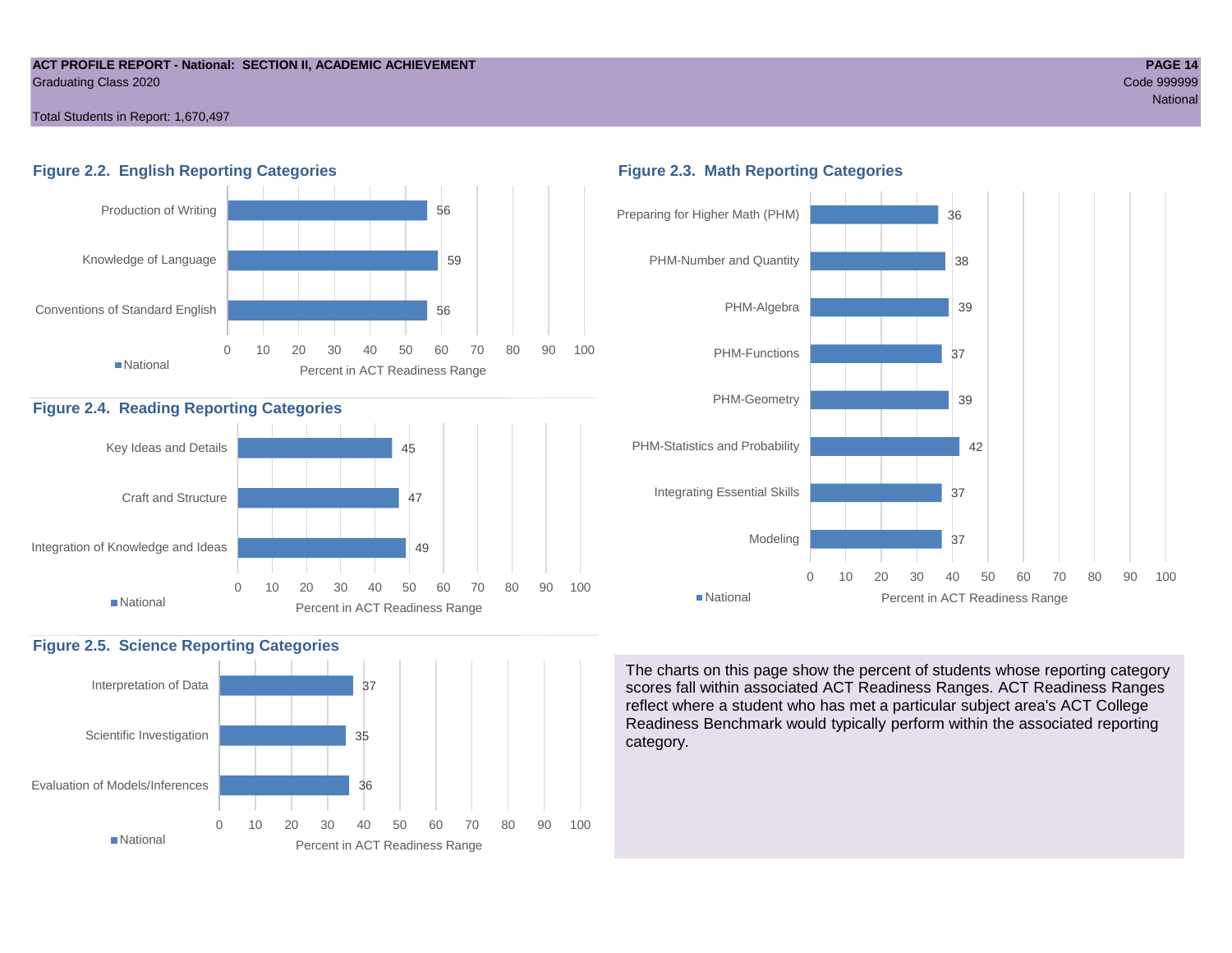ACT PROFILE REPORT - National: SECTION II, ACADEMIC ACHIEVEMENT
Graduating Class 2020

Code 999999
National

Total Students in Report: 1,670,497

## Figure 2.2. English Reporting Categories

| Category | National (Percent in ACT Readiness Range) |
|---|---|
| Production of Writing | 56 |
| Knowledge of Language | 59 |
| Conventions of Standard English | 56 |

## Figure 2.3. Math Reporting Categories

| Category | National (Percent in ACT Readiness Range) |
|---|---|
| Preparing for Higher Math (PHM) | 36 |
| PHM-Number and Quantity | 38 |
| PHM-Algebra | 39 |
| PHM-Functions | 37 |
| PHM-Geometry | 39 |
| PHM-Statistics and Probability | 42 |
| Integrating Essential Skills | 37 |
| Modeling | 37 |

## Figure 2.4. Reading Reporting Categories

| Category | National (Percent in ACT Readiness Range) |
|---|---|
| Key Ideas and Details | 45 |
| Craft and Structure | 47 |
| Integration of Knowledge and Ideas | 49 |

## Figure 2.5. Science Reporting Categories

| Category | National (Percent in ACT Readiness Range) |
|---|---|
| Interpretation of Data | 37 |
| Scientific Investigation | 35 |
| Evaluation of Models/Inferences | 36 |

The charts on this page show the percent of students whose reporting category scores fall within associated ACT Readiness Ranges. ACT Readiness Ranges reflect where a student who has met a particular subject area's ACT College Readiness Benchmark would typically perform within the associated reporting category.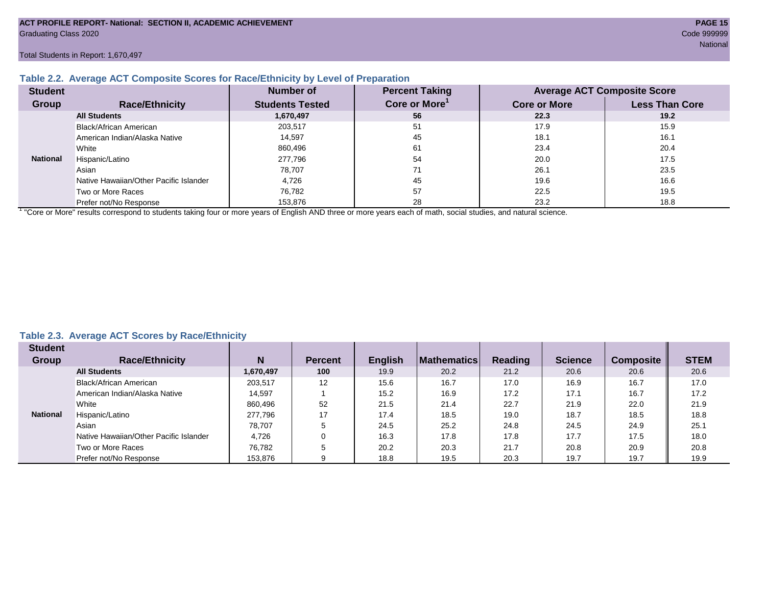ACT PROFILE REPORT- National: SECTION II, ACADEMIC ACHIEVEMENT

Graduating Class 2020

Code 999999

National

Total Students in Report: 1,670,497

### Table 2.2. Average ACT Composite Scores for Race/Ethnicity by Level of Preparation

| Student Group | Race/Ethnicity | Number of Students Tested | Percent Taking Core or More[1] | Average ACT Composite Score | |
|---|---|---|---|---|---|
| | | | | Core or More | Less Than Core |
| National | **All Students** | **1,670,497** | **56** | **22.3** | **19.2** |
| | Black/African American | 203,517 | 51 | 17.9 | 15.9 |
| | American Indian/Alaska Native | 14,597 | 45 | 18.1 | 16.1 |
| | White | 860,496 | 61 | 23.4 | 20.4 |
| | Hispanic/Latino | 277,796 | 54 | 20.0 | 17.5 |
| | Asian | 78,707 | 71 | 26.1 | 23.5 |
| | Native Hawaiian/Other Pacific Islander | 4,726 | 45 | 19.6 | 16.6 |
| | Two or More Races | 76,782 | 57 | 22.5 | 19.5 |
| | Prefer not/No Response | 153,876 | 28 | 23.2 | 18.8 |

[1] "Core or More" results correspond to students taking four or more years of English AND three or more years each of math, social studies, and natural science.

### Table 2.3. Average ACT Scores by Race/Ethnicity

| Student Group | Race/Ethnicity | N | Percent | English | Mathematics | Reading | Science | Composite | STEM |
|---|---|---|---|---|---|---|---|---|---|
| National | **All Students** | **1,670,497** | **100** | 19.9 | 20.2 | 21.2 | 20.6 | 20.6 | 20.6 |
| | Black/African American | 203,517 | 12 | 15.6 | 16.7 | 17.0 | 16.9 | 16.7 | 17.0 |
| | American Indian/Alaska Native | 14,597 | 1 | 15.2 | 16.9 | 17.2 | 17.1 | 16.7 | 17.2 |
| | White | 860,496 | 52 | 21.5 | 21.4 | 22.7 | 21.9 | 22.0 | 21.9 |
| | Hispanic/Latino | 277,796 | 17 | 17.4 | 18.5 | 19.0 | 18.7 | 18.5 | 18.8 |
| | Asian | 78,707 | 5 | 24.5 | 25.2 | 24.8 | 24.5 | 24.9 | 25.1 |
| | Native Hawaiian/Other Pacific Islander | 4,726 | 0 | 16.3 | 17.8 | 17.8 | 17.7 | 17.5 | 18.0 |
| | Two or More Races | 76,782 | 5 | 20.2 | 20.3 | 21.7 | 20.8 | 20.9 | 20.8 |
| | Prefer not/No Response | 153,876 | 9 | 18.8 | 19.5 | 20.3 | 19.7 | 19.7 | 19.9 |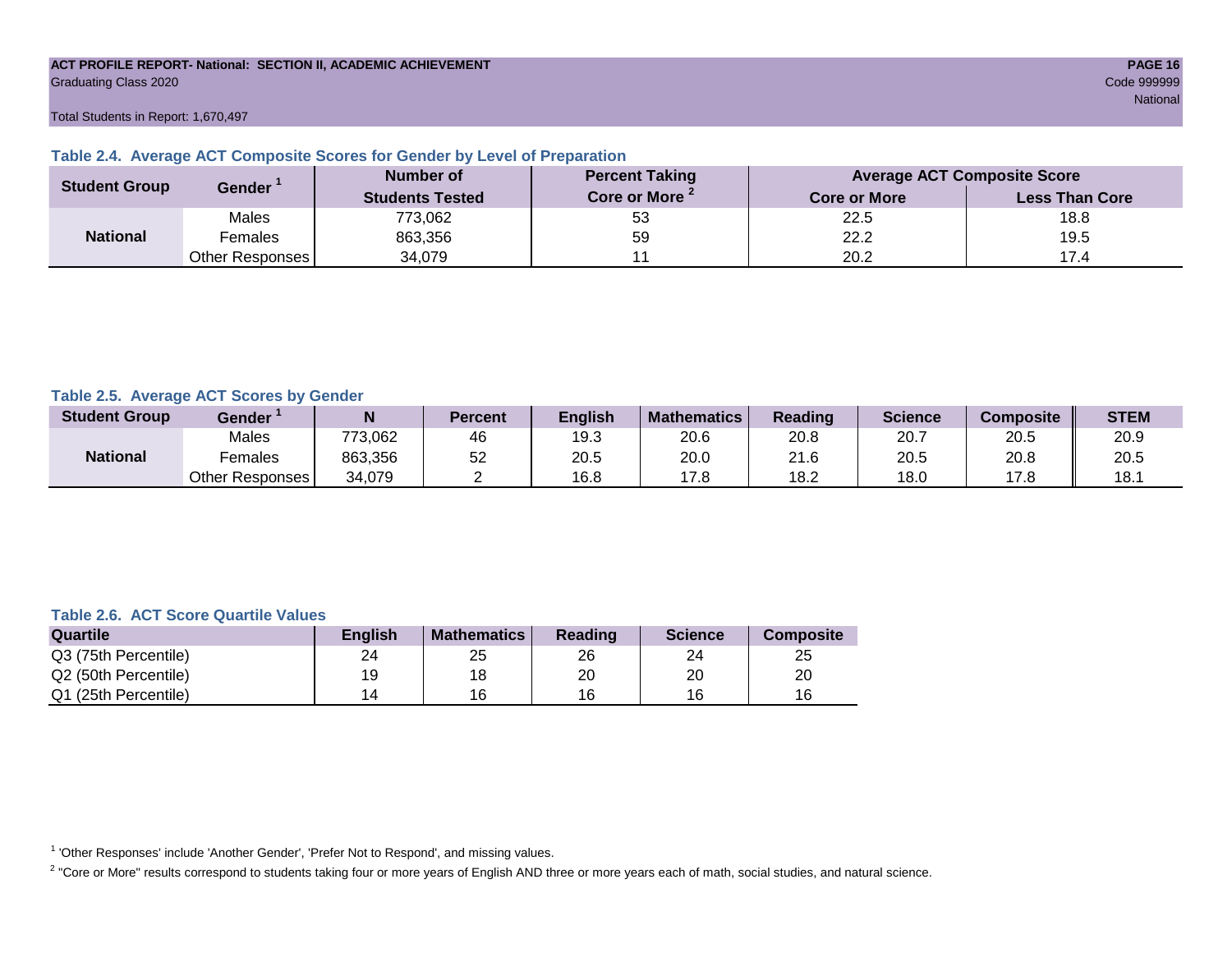ACT PROFILE REPORT- National: SECTION II, ACADEMIC ACHIEVEMENT
Graduating Class 2020
Code 999999
National

Total Students in Report: 1,670,497

### Table 2.4. Average ACT Composite Scores for Gender by Level of Preparation

| Student Group | Gender [1] | Number of Students Tested | Percent Taking Core or More [2] | Average ACT Composite Score | |
|---|---|---|---|---|---|
| | | | | Core or More | Less Than Core |
| National | Males | 773,062 | 53 | 22.5 | 18.8 |
| | Females | 863,356 | 59 | 22.2 | 19.5 |
| | Other Responses | 34,079 | 11 | 20.2 | 17.4 |

### Table 2.5. Average ACT Scores by Gender

| Student Group | Gender [1] | N | Percent | English | Mathematics | Reading | Science | Composite | STEM |
|---|---|---|---|---|---|---|---|---|---|
| National | Males | 773,062 | 46 | 19.3 | 20.6 | 20.8 | 20.7 | 20.5 | 20.9 |
| | Females | 863,356 | 52 | 20.5 | 20.0 | 21.6 | 20.5 | 20.8 | 20.5 |
| | Other Responses | 34,079 | 2 | 16.8 | 17.8 | 18.2 | 18.0 | 17.8 | 18.1 |

### Table 2.6. ACT Score Quartile Values

| Quartile | English | Mathematics | Reading | Science | Composite |
|---|---|---|---|---|---|
| Q3 (75th Percentile) | 24 | 25 | 26 | 24 | 25 |
| Q2 (50th Percentile) | 19 | 18 | 20 | 20 | 20 |
| Q1 (25th Percentile) | 14 | 16 | 16 | 16 | 16 |

[1] 'Other Responses' include 'Another Gender', 'Prefer Not to Respond', and missing values.

[2] "Core or More" results correspond to students taking four or more years of English AND three or more years each of math, social studies, and natural science.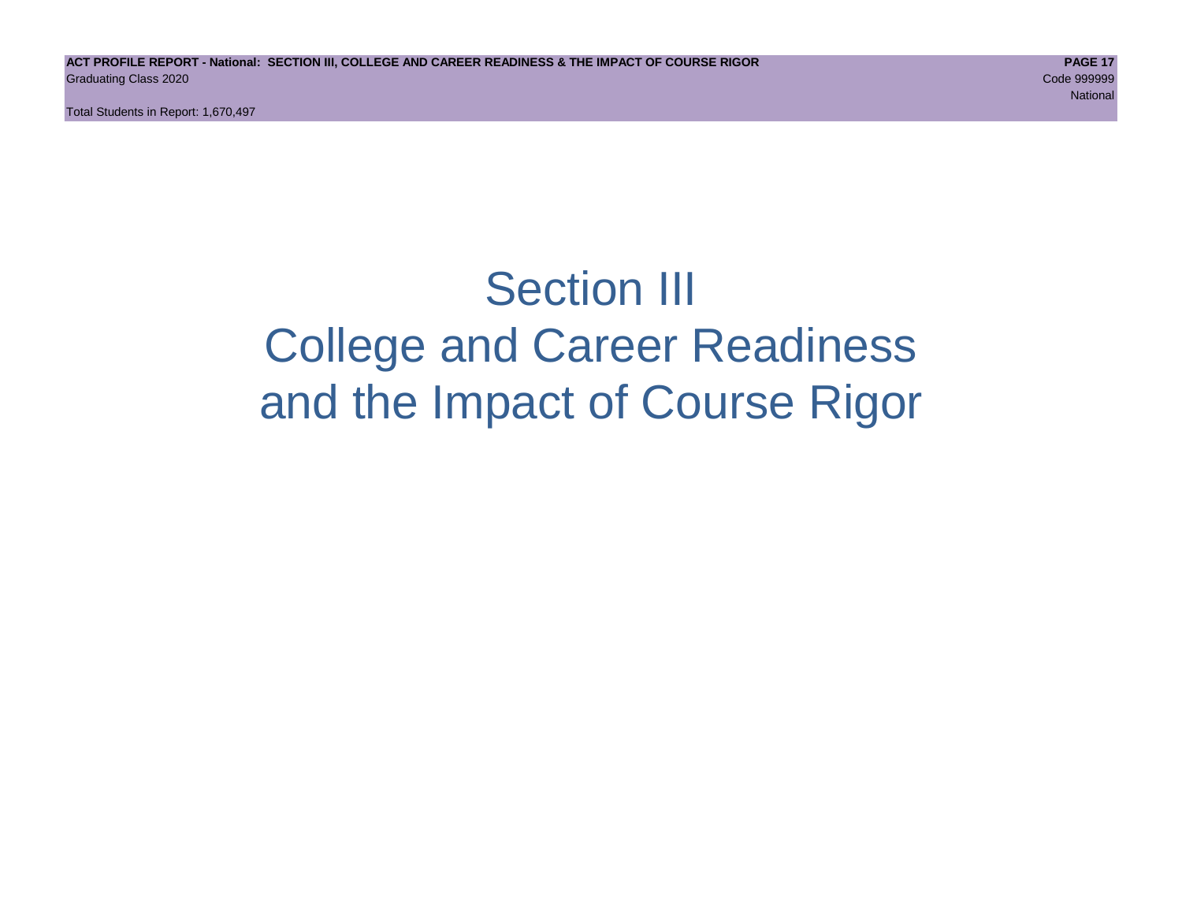# Section III
# College and Career Readiness
# and the Impact of Course Rigor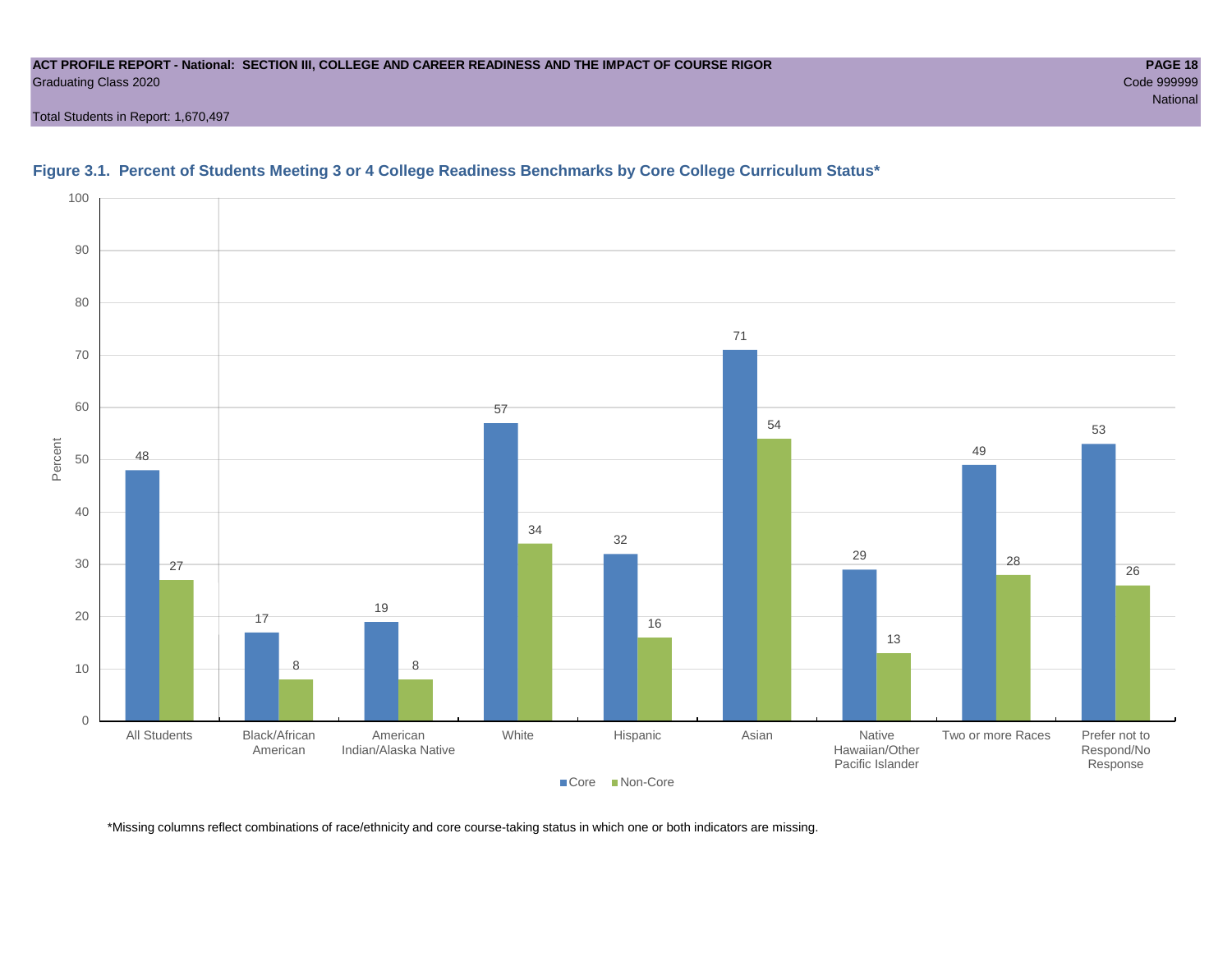**Figure 3.1. Percent of Students Meeting 3 or 4 College Readiness Benchmarks by Core College Curriculum Status***

| Group | Core | Non-Core |
|---|---|---|
| All Students | 48 | 27 |
| Black/African American | 17 | 8 |
| American Indian/Alaska Native | 19 | 8 |
| White | 57 | 34 |
| Hispanic | 32 | 16 |
| Asian | 71 | 54 |
| Native Hawaiian/Other Pacific Islander | 29 | 13 |
| Two or more Races | 49 | 28 |
| Prefer not to Respond/No Response | 53 | 26 |

*Missing columns reflect combinations of race/ethnicity and core course-taking status in which one or both indicators are missing.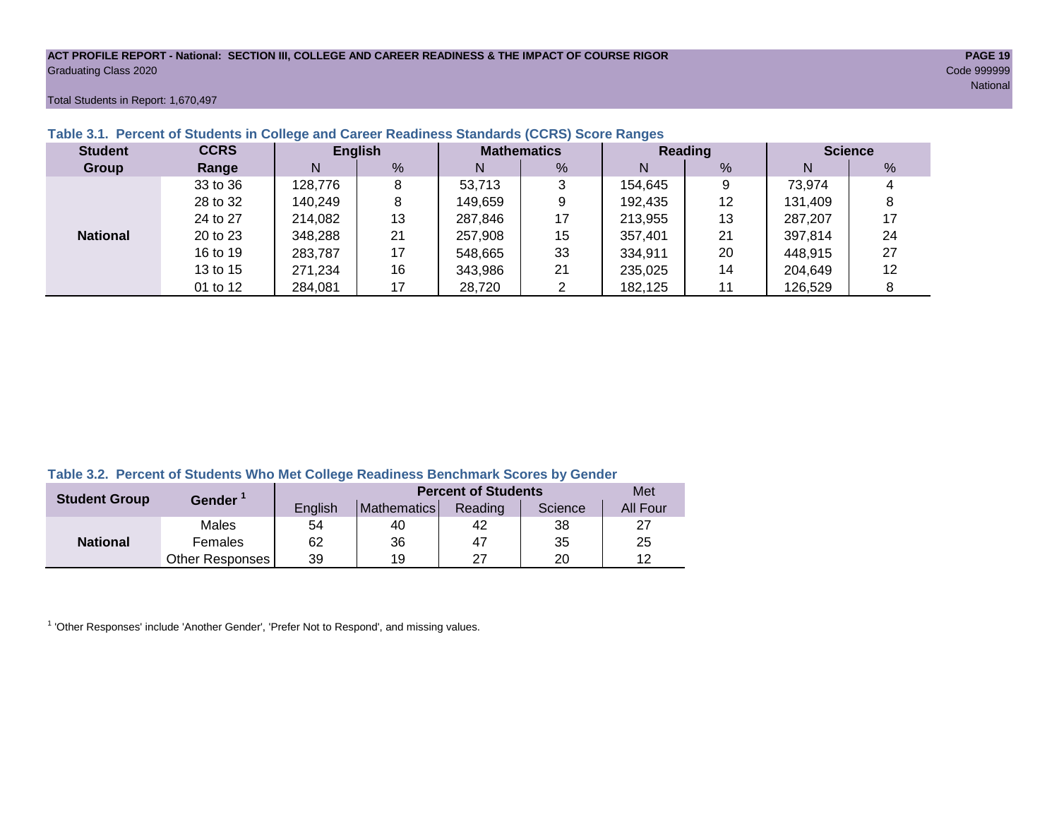Total Students in Report: 1,670,497

### Table 3.1. Percent of Students in College and Career Readiness Standards (CCRS) Score Ranges

| Student Group | CCRS Range | English N | English % | Mathematics N | Mathematics % | Reading N | Reading % | Science N | Science % |
|---|---|---|---|---|---|---|---|---|---|
| National | 33 to 36 | 128,776 | 8 | 53,713 | 3 | 154,645 | 9 | 73,974 | 4 |
| | 28 to 32 | 140,249 | 8 | 149,659 | 9 | 192,435 | 12 | 131,409 | 8 |
| | 24 to 27 | 214,082 | 13 | 287,846 | 17 | 213,955 | 13 | 287,207 | 17 |
| | 20 to 23 | 348,288 | 21 | 257,908 | 15 | 357,401 | 21 | 397,814 | 24 |
| | 16 to 19 | 283,787 | 17 | 548,665 | 33 | 334,911 | 20 | 448,915 | 27 |
| | 13 to 15 | 271,234 | 16 | 343,986 | 21 | 235,025 | 14 | 204,649 | 12 |
| | 01 to 12 | 284,081 | 17 | 28,720 | 2 | 182,125 | 11 | 126,529 | 8 |

### Table 3.2. Percent of Students Who Met College Readiness Benchmark Scores by Gender

| Student Group | Gender [1] | Percent of Students | | | | Met |
|---|---|---|---|---|---|---|
| | | English | Mathematics | Reading | Science | All Four |
| National | Males | 54 | 40 | 42 | 38 | 27 |
| | Females | 62 | 36 | 47 | 35 | 25 |
| | Other Responses | 39 | 19 | 27 | 20 | 12 |

[1] 'Other Responses' include 'Another Gender', 'Prefer Not to Respond', and missing values.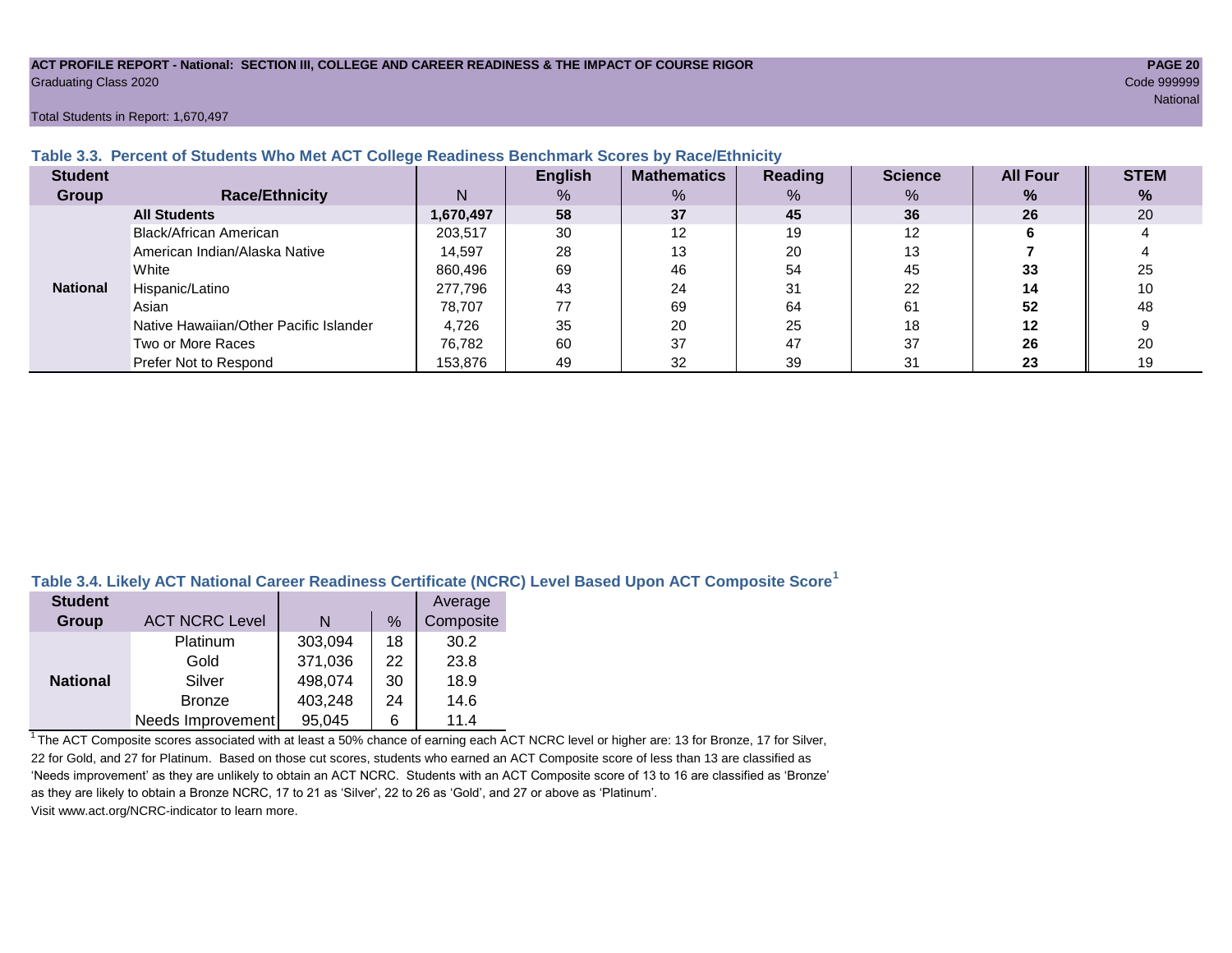Total Students in Report: 1,670,497

### Table 3.3. Percent of Students Who Met ACT College Readiness Benchmark Scores by Race/Ethnicity

| Student Group | Race/Ethnicity | N | English % | Mathematics % | Reading % | Science % | All Four % | STEM % |
|---|---|---|---|---|---|---|---|---|
| National | **All Students** | **1,670,497** | **58** | **37** | **45** | **36** | **26** | 20 |
| | Black/African American | 203,517 | 30 | 12 | 19 | 12 | **6** | 4 |
| | American Indian/Alaska Native | 14,597 | 28 | 13 | 20 | 13 | **7** | 4 |
| | White | 860,496 | 69 | 46 | 54 | 45 | **33** | 25 |
| | Hispanic/Latino | 277,796 | 43 | 24 | 31 | 22 | **14** | 10 |
| | Asian | 78,707 | 77 | 69 | 64 | 61 | **52** | 48 |
| | Native Hawaiian/Other Pacific Islander | 4,726 | 35 | 20 | 25 | 18 | **12** | 9 |
| | Two or More Races | 76,782 | 60 | 37 | 47 | 37 | **26** | 20 |
| | Prefer Not to Respond | 153,876 | 49 | 32 | 39 | 31 | **23** | 19 |

### Table 3.4. Likely ACT National Career Readiness Certificate (NCRC) Level Based Upon ACT Composite Score[1]

| Student Group | ACT NCRC Level | N | % | Average Composite |
|---|---|---|---|---|
| National | Platinum | 303,094 | 18 | 30.2 |
| | Gold | 371,036 | 22 | 23.8 |
| | Silver | 498,074 | 30 | 18.9 |
| | Bronze | 403,248 | 24 | 14.6 |
| | Needs Improvement | 95,045 | 6 | 11.4 |

[1] The ACT Composite scores associated with at least a 50% chance of earning each ACT NCRC level or higher are: 13 for Bronze, 17 for Silver, 22 for Gold, and 27 for Platinum. Based on those cut scores, students who earned an ACT Composite score of less than 13 are classified as 'Needs improvement' as they are unlikely to obtain an ACT NCRC. Students with an ACT Composite score of 13 to 16 are classified as 'Bronze' as they are likely to obtain a Bronze NCRC, 17 to 21 as 'Silver', 22 to 26 as 'Gold', and 27 or above as 'Platinum'.
Visit www.act.org/NCRC-indicator to learn more.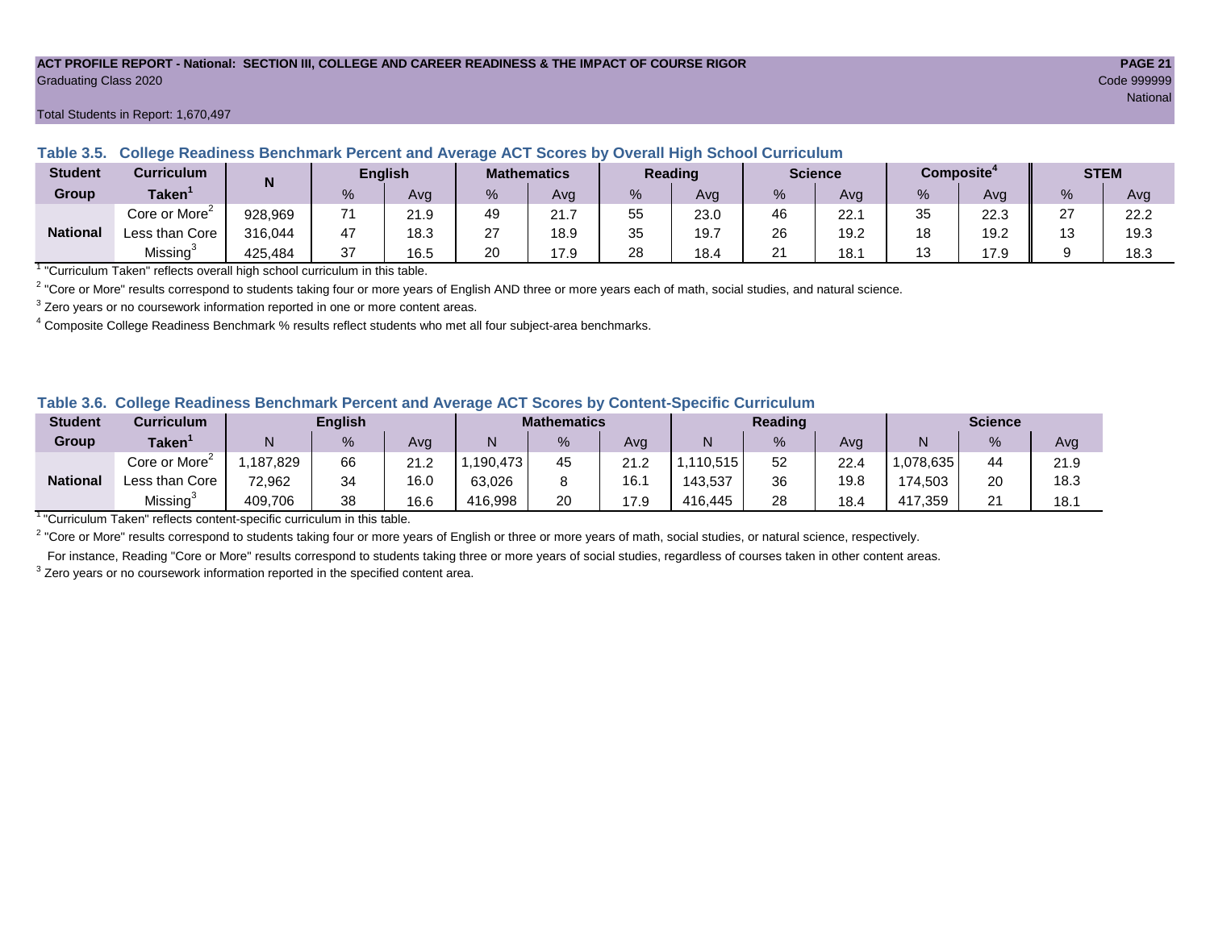**ACT PROFILE REPORT - National: SECTION III, COLLEGE AND CAREER READINESS & THE IMPACT OF COURSE RIGOR**

Graduating Class 2020

Code 999999

National

Total Students in Report: 1,670,497

### Table 3.5. College Readiness Benchmark Percent and Average ACT Scores by Overall High School Curriculum

| Student Group | Curriculum Taken[1] | N | English | | Mathematics | | Reading | | Science | | Composite[4] | | STEM | |
|---|---|---|---|---|---|---|---|---|---|---|---|---|---|---|
| | | | % | Avg | % | Avg | % | Avg | % | Avg | % | Avg | % | Avg |
| National | Core or More[2] | 928,969 | 71 | 21.9 | 49 | 21.7 | 55 | 23.0 | 46 | 22.1 | 35 | 22.3 | 27 | 22.2 |
| | Less than Core | 316,044 | 47 | 18.3 | 27 | 18.9 | 35 | 19.7 | 26 | 19.2 | 18 | 19.2 | 13 | 19.3 |
| | Missing[3] | 425,484 | 37 | 16.5 | 20 | 17.9 | 28 | 18.4 | 21 | 18.1 | 13 | 17.9 | 9 | 18.3 |

[1] "Curriculum Taken" reflects overall high school curriculum in this table.

[2] "Core or More" results correspond to students taking four or more years of English AND three or more years each of math, social studies, and natural science.

[3] Zero years or no coursework information reported in one or more content areas.

[4] Composite College Readiness Benchmark % results reflect students who met all four subject-area benchmarks.

### Table 3.6. College Readiness Benchmark Percent and Average ACT Scores by Content-Specific Curriculum

| Student Group | Curriculum Taken[1] | English | | | Mathematics | | | Reading | | | Science | | |
|---|---|---|---|---|---|---|---|---|---|---|---|---|---|
| | | N | % | Avg | N | % | Avg | N | % | Avg | N | % | Avg |
| National | Core or More[2] | 1,187,829 | 66 | 21.2 | 1,190,473 | 45 | 21.2 | 1,110,515 | 52 | 22.4 | 1,078,635 | 44 | 21.9 |
| | Less than Core | 72,962 | 34 | 16.0 | 63,026 | 8 | 16.1 | 143,537 | 36 | 19.8 | 174,503 | 20 | 18.3 |
| | Missing[3] | 409,706 | 38 | 16.6 | 416,998 | 20 | 17.9 | 416,445 | 28 | 18.4 | 417,359 | 21 | 18.1 |

[1] "Curriculum Taken" reflects content-specific curriculum in this table.

[2] "Core or More" results correspond to students taking four or more years of English or three or more years of math, social studies, or natural science, respectively.

For instance, Reading "Core or More" results correspond to students taking three or more years of social studies, regardless of courses taken in other content areas.

[3] Zero years or no coursework information reported in the specified content area.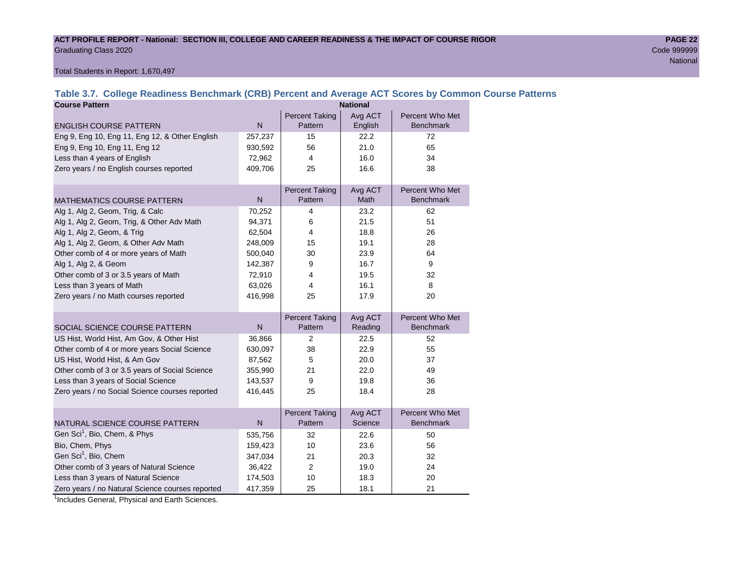**ACT PROFILE REPORT - National: SECTION III, COLLEGE AND CAREER READINESS & THE IMPACT OF COURSE RIGOR**

Graduating Class 2020

Code 999999

National

Total Students in Report: 1,670,497

### Table 3.7. College Readiness Benchmark (CRB) Percent and Average ACT Scores by Common Course Patterns

| Course Pattern | National | | | |
|---|---|---|---|---|
| ENGLISH COURSE PATTERN | N | Percent Taking Pattern | Avg ACT English | Percent Who Met Benchmark |
| Eng 9, Eng 10, Eng 11, Eng 12, & Other English | 257,237 | 15 | 22.2 | 72 |
| Eng 9, Eng 10, Eng 11, Eng 12 | 930,592 | 56 | 21.0 | 65 |
| Less than 4 years of English | 72,962 | 4 | 16.0 | 34 |
| Zero years / no English courses reported | 409,706 | 25 | 16.6 | 38 |
| MATHEMATICS COURSE PATTERN | N | Percent Taking Pattern | Avg ACT Math | Percent Who Met Benchmark |
| Alg 1, Alg 2, Geom, Trig, & Calc | 70,252 | 4 | 23.2 | 62 |
| Alg 1, Alg 2, Geom, Trig, & Other Adv Math | 94,371 | 6 | 21.5 | 51 |
| Alg 1, Alg 2, Geom, & Trig | 62,504 | 4 | 18.8 | 26 |
| Alg 1, Alg 2, Geom, & Other Adv Math | 248,009 | 15 | 19.1 | 28 |
| Other comb of 4 or more years of Math | 500,040 | 30 | 23.9 | 64 |
| Alg 1, Alg 2, & Geom | 142,387 | 9 | 16.7 | 9 |
| Other comb of 3 or 3.5 years of Math | 72,910 | 4 | 19.5 | 32 |
| Less than 3 years of Math | 63,026 | 4 | 16.1 | 8 |
| Zero years / no Math courses reported | 416,998 | 25 | 17.9 | 20 |
| SOCIAL SCIENCE COURSE PATTERN | N | Percent Taking Pattern | Avg ACT Reading | Percent Who Met Benchmark |
| US Hist, World Hist, Am Gov, & Other Hist | 36,866 | 2 | 22.5 | 52 |
| Other comb of 4 or more years Social Science | 630,097 | 38 | 22.9 | 55 |
| US Hist, World Hist, & Am Gov | 87,562 | 5 | 20.0 | 37 |
| Other comb of 3 or 3.5 years of Social Science | 355,990 | 21 | 22.0 | 49 |
| Less than 3 years of Social Science | 143,537 | 9 | 19.8 | 36 |
| Zero years / no Social Science courses reported | 416,445 | 25 | 18.4 | 28 |
| NATURAL SCIENCE COURSE PATTERN | N | Percent Taking Pattern | Avg ACT Science | Percent Who Met Benchmark |
| Gen Sci[1], Bio, Chem, & Phys | 535,756 | 32 | 22.6 | 50 |
| Bio, Chem, Phys | 159,423 | 10 | 23.6 | 56 |
| Gen Sci[1], Bio, Chem | 347,034 | 21 | 20.3 | 32 |
| Other comb of 3 years of Natural Science | 36,422 | 2 | 19.0 | 24 |
| Less than 3 years of Natural Science | 174,503 | 10 | 18.3 | 20 |
| Zero years / no Natural Science courses reported | 417,359 | 25 | 18.1 | 21 |

[1]Includes General, Physical and Earth Sciences.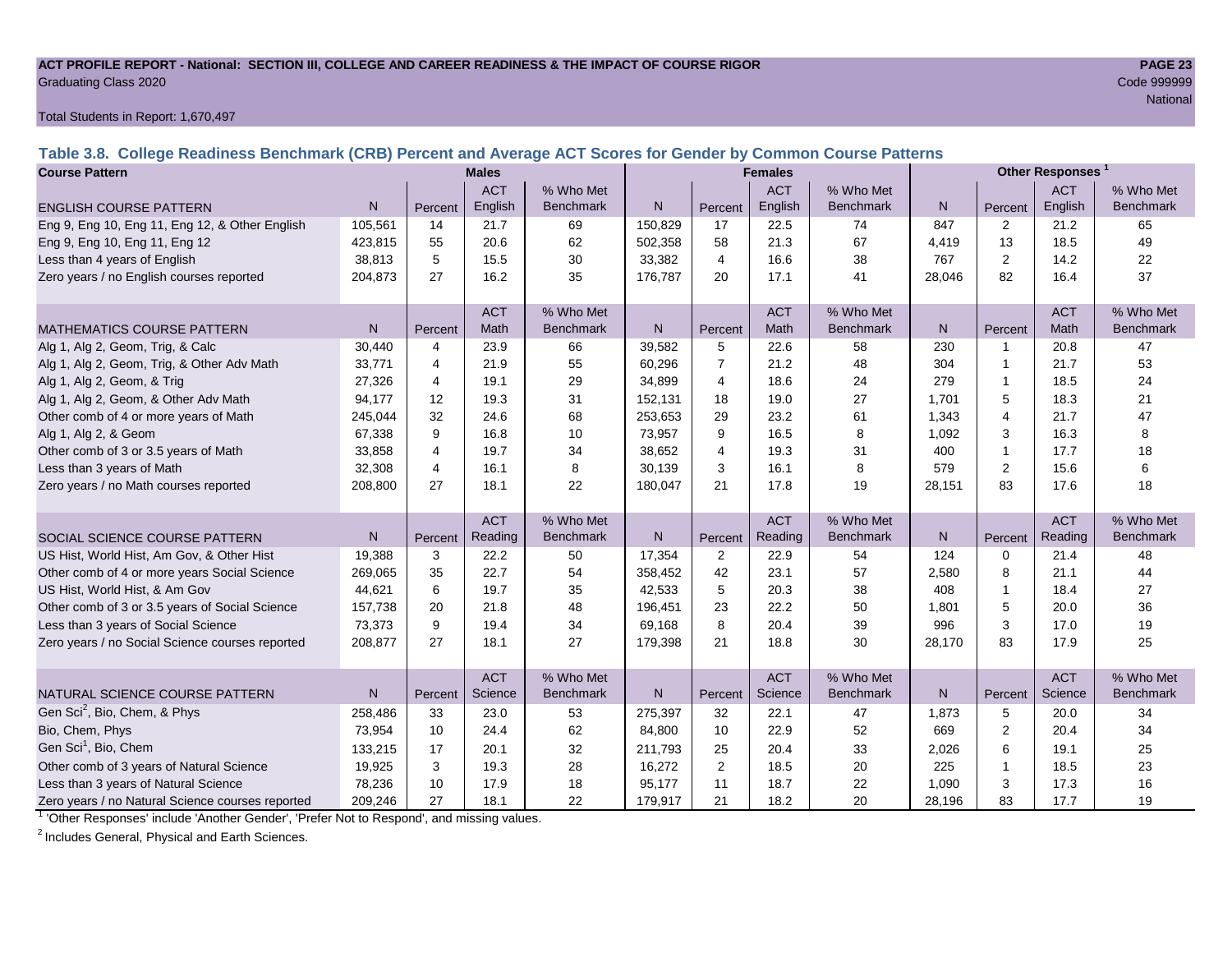ACT PROFILE REPORT - National: SECTION III, COLLEGE AND CAREER READINESS & THE IMPACT OF COURSE RIGOR

Graduating Class 2020

Code 999999

National

Total Students in Report: 1,670,497

## Table 3.8. College Readiness Benchmark (CRB) Percent and Average ACT Scores for Gender by Common Course Patterns

| Course Pattern | Males | | | | Females | | | | Other Responses [1] | | | |
|---|---|---|---|---|---|---|---|---|---|---|---|---|
| ENGLISH COURSE PATTERN | N | Percent | ACT English | % Who Met Benchmark | N | Percent | ACT English | % Who Met Benchmark | N | Percent | ACT English | % Who Met Benchmark |
| Eng 9, Eng 10, Eng 11, Eng 12, & Other English | 105,561 | 14 | 21.7 | 69 | 150,829 | 17 | 22.5 | 74 | 847 | 2 | 21.2 | 65 |
| Eng 9, Eng 10, Eng 11, Eng 12 | 423,815 | 55 | 20.6 | 62 | 502,358 | 58 | 21.3 | 67 | 4,419 | 13 | 18.5 | 49 |
| Less than 4 years of English | 38,813 | 5 | 15.5 | 30 | 33,382 | 4 | 16.6 | 38 | 767 | 2 | 14.2 | 22 |
| Zero years / no English courses reported | 204,873 | 27 | 16.2 | 35 | 176,787 | 20 | 17.1 | 41 | 28,046 | 82 | 16.4 | 37 |
| MATHEMATICS COURSE PATTERN | N | Percent | ACT Math | % Who Met Benchmark | N | Percent | ACT Math | % Who Met Benchmark | N | Percent | ACT Math | % Who Met Benchmark |
| Alg 1, Alg 2, Geom, Trig, & Calc | 30,440 | 4 | 23.9 | 66 | 39,582 | 5 | 22.6 | 58 | 230 | 1 | 20.8 | 47 |
| Alg 1, Alg 2, Geom, Trig, & Other Adv Math | 33,771 | 4 | 21.9 | 55 | 60,296 | 7 | 21.2 | 48 | 304 | 1 | 21.7 | 53 |
| Alg 1, Alg 2, Geom, & Trig | 27,326 | 4 | 19.1 | 29 | 34,899 | 4 | 18.6 | 24 | 279 | 1 | 18.5 | 24 |
| Alg 1, Alg 2, Geom, & Other Adv Math | 94,177 | 12 | 19.3 | 31 | 152,131 | 18 | 19.0 | 27 | 1,701 | 5 | 18.3 | 21 |
| Other comb of 4 or more years of Math | 245,044 | 32 | 24.6 | 68 | 253,653 | 29 | 23.2 | 61 | 1,343 | 4 | 21.7 | 47 |
| Alg 1, Alg 2, & Geom | 67,338 | 9 | 16.8 | 10 | 73,957 | 9 | 16.5 | 8 | 1,092 | 3 | 16.3 | 8 |
| Other comb of 3 or 3.5 years of Math | 33,858 | 4 | 19.7 | 34 | 38,652 | 4 | 19.3 | 31 | 400 | 1 | 17.7 | 18 |
| Less than 3 years of Math | 32,308 | 4 | 16.1 | 8 | 30,139 | 3 | 16.1 | 8 | 579 | 2 | 15.6 | 6 |
| Zero years / no Math courses reported | 208,800 | 27 | 18.1 | 22 | 180,047 | 21 | 17.8 | 19 | 28,151 | 83 | 17.6 | 18 |
| SOCIAL SCIENCE COURSE PATTERN | N | Percent | ACT Reading | % Who Met Benchmark | N | Percent | ACT Reading | % Who Met Benchmark | N | Percent | ACT Reading | % Who Met Benchmark |
| US Hist, World Hist, Am Gov, & Other Hist | 19,388 | 3 | 22.2 | 50 | 17,354 | 2 | 22.9 | 54 | 124 | 0 | 21.4 | 48 |
| Other comb of 4 or more years Social Science | 269,065 | 35 | 22.7 | 54 | 358,452 | 42 | 23.1 | 57 | 2,580 | 8 | 21.1 | 44 |
| US Hist, World Hist, & Am Gov | 44,621 | 6 | 19.7 | 35 | 42,533 | 5 | 20.3 | 38 | 408 | 1 | 18.4 | 27 |
| Other comb of 3 or 3.5 years of Social Science | 157,738 | 20 | 21.8 | 48 | 196,451 | 23 | 22.2 | 50 | 1,801 | 5 | 20.0 | 36 |
| Less than 3 years of Social Science | 73,373 | 9 | 19.4 | 34 | 69,168 | 8 | 20.4 | 39 | 996 | 3 | 17.0 | 19 |
| Zero years / no Social Science courses reported | 208,877 | 27 | 18.1 | 27 | 179,398 | 21 | 18.8 | 30 | 28,170 | 83 | 17.9 | 25 |
| NATURAL SCIENCE COURSE PATTERN | N | Percent | ACT Science | % Who Met Benchmark | N | Percent | ACT Science | % Who Met Benchmark | N | Percent | ACT Science | % Who Met Benchmark |
| Gen Sci[2], Bio, Chem, & Phys | 258,486 | 33 | 23.0 | 53 | 275,397 | 32 | 22.1 | 47 | 1,873 | 5 | 20.0 | 34 |
| Bio, Chem, Phys | 73,954 | 10 | 24.4 | 62 | 84,800 | 10 | 22.9 | 52 | 669 | 2 | 20.4 | 34 |
| Gen Sci[1], Bio, Chem | 133,215 | 17 | 20.1 | 32 | 211,793 | 25 | 20.4 | 33 | 2,026 | 6 | 19.1 | 25 |
| Other comb of 3 years of Natural Science | 19,925 | 3 | 19.3 | 28 | 16,272 | 2 | 18.5 | 20 | 225 | 1 | 18.5 | 23 |
| Less than 3 years of Natural Science | 78,236 | 10 | 17.9 | 18 | 95,177 | 11 | 18.7 | 22 | 1,090 | 3 | 17.3 | 16 |
| Zero years / no Natural Science courses reported | 209,246 | 27 | 18.1 | 22 | 179,917 | 21 | 18.2 | 20 | 28,196 | 83 | 17.7 | 19 |

[1] 'Other Responses' include 'Another Gender', 'Prefer Not to Respond', and missing values.

[2] Includes General, Physical and Earth Sciences.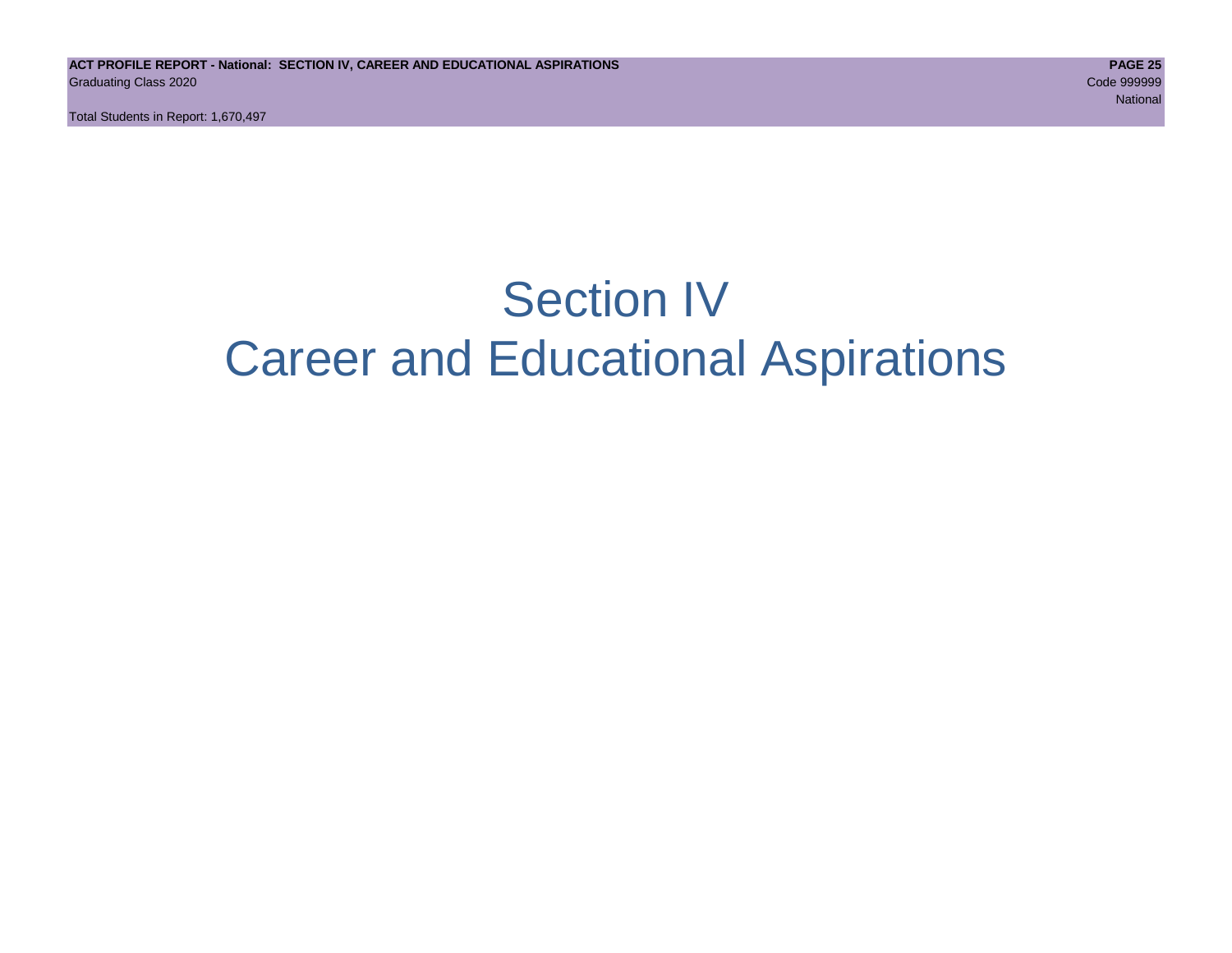# Section IV
# Career and Educational Aspirations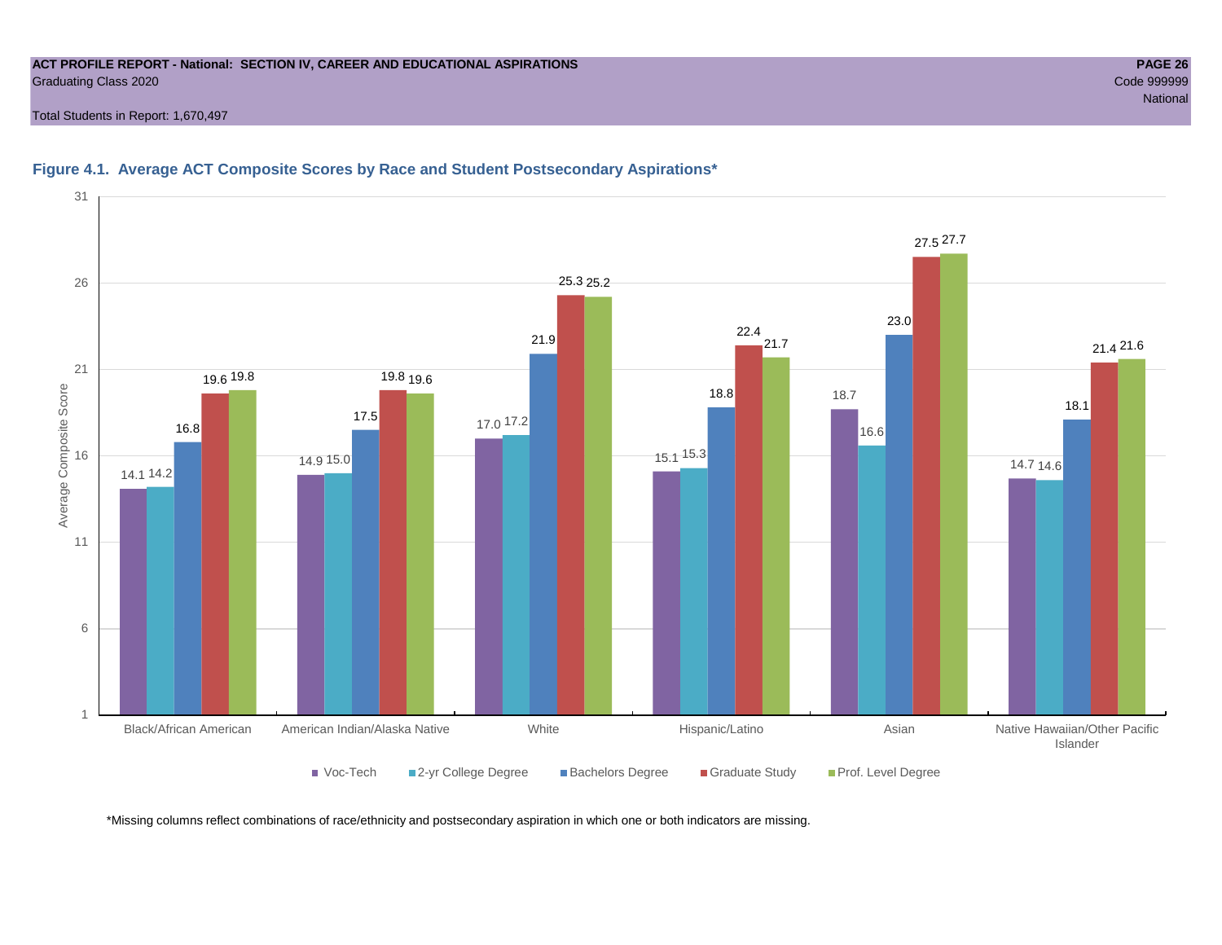ACT PROFILE REPORT - National: SECTION IV, CAREER AND EDUCATIONAL ASPIRATIONS

Graduating Class 2020

Code 999999

National

Total Students in Report: 1,670,497

### Figure 4.1. Average ACT Composite Scores by Race and Student Postsecondary Aspirations*

| Race/Ethnicity | Voc-Tech | 2-yr College Degree | Bachelors Degree | Graduate Study | Prof. Level Degree |
|---|---|---|---|---|---|
| Black/African American | 14.1 | 14.2 | 16.8 | 19.6 | 19.8 |
| American Indian/Alaska Native | 14.9 | 15.0 | 17.5 | 19.8 | 19.6 |
| White | 17.0 | 17.2 | 21.9 | 25.3 | 25.2 |
| Hispanic/Latino | 15.1 | 15.3 | 18.8 | 22.4 | 21.7 |
| Asian | 18.7 | 16.6 | 23.0 | 27.5 | 27.7 |
| Native Hawaiian/Other Pacific Islander | 14.7 | 14.6 | 18.1 | 21.4 | 21.6 |

*Missing columns reflect combinations of race/ethnicity and postsecondary aspiration in which one or both indicators are missing.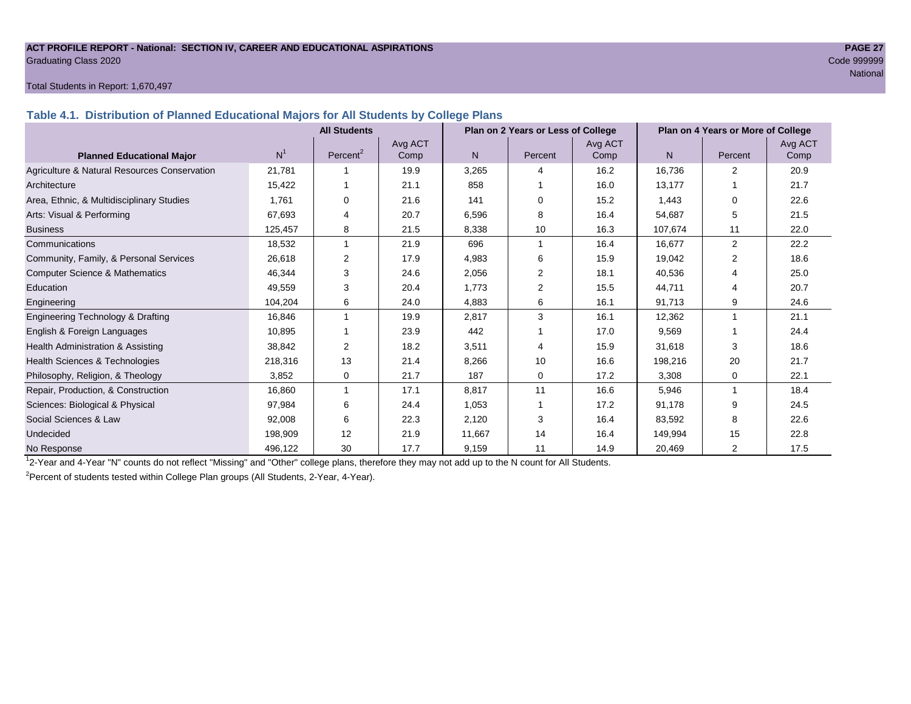ACT PROFILE REPORT - National: SECTION IV, CAREER AND EDUCATIONAL ASPIRATIONS
Graduating Class 2020

Code 999999
National

Total Students in Report: 1,670,497

## Table 4.1. Distribution of Planned Educational Majors for All Students by College Plans

| Planned Educational Major | All Students | | | Plan on 2 Years or Less of College | | | Plan on 4 Years or More of College | | |
|---|---|---|---|---|---|---|---|---|---|
| | N[1] | Percent[2] | Avg ACT Comp | N | Percent | Avg ACT Comp | N | Percent | Avg ACT Comp |
| Agriculture & Natural Resources Conservation | 21,781 | 1 | 19.9 | 3,265 | 4 | 16.2 | 16,736 | 2 | 20.9 |
| Architecture | 15,422 | 1 | 21.1 | 858 | 1 | 16.0 | 13,177 | 1 | 21.7 |
| Area, Ethnic, & Multidisciplinary Studies | 1,761 | 0 | 21.6 | 141 | 0 | 15.2 | 1,443 | 0 | 22.6 |
| Arts: Visual & Performing | 67,693 | 4 | 20.7 | 6,596 | 8 | 16.4 | 54,687 | 5 | 21.5 |
| Business | 125,457 | 8 | 21.5 | 8,338 | 10 | 16.3 | 107,674 | 11 | 22.0 |
| Communications | 18,532 | 1 | 21.9 | 696 | 1 | 16.4 | 16,677 | 2 | 22.2 |
| Community, Family, & Personal Services | 26,618 | 2 | 17.9 | 4,983 | 6 | 15.9 | 19,042 | 2 | 18.6 |
| Computer Science & Mathematics | 46,344 | 3 | 24.6 | 2,056 | 2 | 18.1 | 40,536 | 4 | 25.0 |
| Education | 49,559 | 3 | 20.4 | 1,773 | 2 | 15.5 | 44,711 | 4 | 20.7 |
| Engineering | 104,204 | 6 | 24.0 | 4,883 | 6 | 16.1 | 91,713 | 9 | 24.6 |
| Engineering Technology & Drafting | 16,846 | 1 | 19.9 | 2,817 | 3 | 16.1 | 12,362 | 1 | 21.1 |
| English & Foreign Languages | 10,895 | 1 | 23.9 | 442 | 1 | 17.0 | 9,569 | 1 | 24.4 |
| Health Administration & Assisting | 38,842 | 2 | 18.2 | 3,511 | 4 | 15.9 | 31,618 | 3 | 18.6 |
| Health Sciences & Technologies | 218,316 | 13 | 21.4 | 8,266 | 10 | 16.6 | 198,216 | 20 | 21.7 |
| Philosophy, Religion, & Theology | 3,852 | 0 | 21.7 | 187 | 0 | 17.2 | 3,308 | 0 | 22.1 |
| Repair, Production, & Construction | 16,860 | 1 | 17.1 | 8,817 | 11 | 16.6 | 5,946 | 1 | 18.4 |
| Sciences: Biological & Physical | 97,984 | 6 | 24.4 | 1,053 | 1 | 17.2 | 91,178 | 9 | 24.5 |
| Social Sciences & Law | 92,008 | 6 | 22.3 | 2,120 | 3 | 16.4 | 83,592 | 8 | 22.6 |
| Undecided | 198,909 | 12 | 21.9 | 11,667 | 14 | 16.4 | 149,994 | 15 | 22.8 |
| No Response | 496,122 | 30 | 17.7 | 9,159 | 11 | 14.9 | 20,469 | 2 | 17.5 |

[1]2-Year and 4-Year "N" counts do not reflect "Missing" and "Other" college plans, therefore they may not add up to the N count for All Students.

[2]Percent of students tested within College Plan groups (All Students, 2-Year, 4-Year).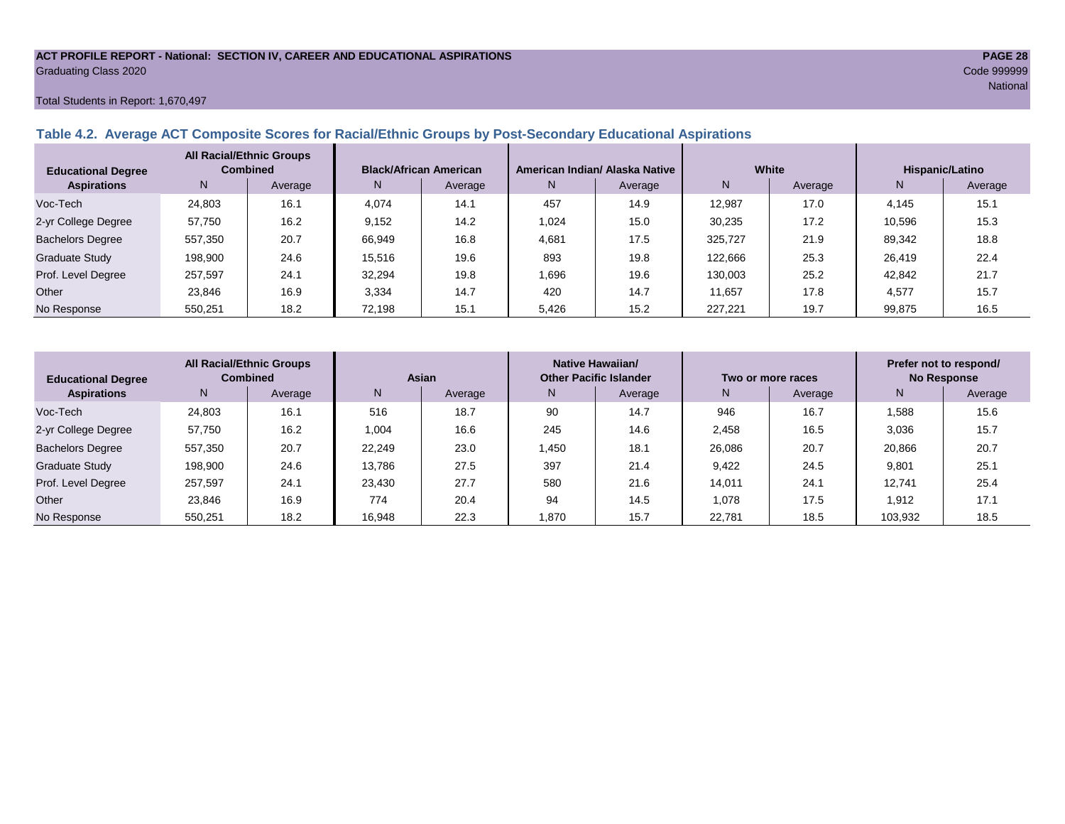**ACT PROFILE REPORT - National: SECTION IV, CAREER AND EDUCATIONAL ASPIRATIONS**

Graduating Class 2020

Code 999999

National

Total Students in Report: 1,670,497

## Table 4.2. Average ACT Composite Scores for Racial/Ethnic Groups by Post-Secondary Educational Aspirations

| Educational Degree Aspirations | All Racial/Ethnic Groups Combined | | Black/African American | | American Indian/ Alaska Native | | White | | Hispanic/Latino | |
|---|---|---|---|---|---|---|---|---|---|---|
| | N | Average | N | Average | N | Average | N | Average | N | Average |
| Voc-Tech | 24,803 | 16.1 | 4,074 | 14.1 | 457 | 14.9 | 12,987 | 17.0 | 4,145 | 15.1 |
| 2-yr College Degree | 57,750 | 16.2 | 9,152 | 14.2 | 1,024 | 15.0 | 30,235 | 17.2 | 10,596 | 15.3 |
| Bachelors Degree | 557,350 | 20.7 | 66,949 | 16.8 | 4,681 | 17.5 | 325,727 | 21.9 | 89,342 | 18.8 |
| Graduate Study | 198,900 | 24.6 | 15,516 | 19.6 | 893 | 19.8 | 122,666 | 25.3 | 26,419 | 22.4 |
| Prof. Level Degree | 257,597 | 24.1 | 32,294 | 19.8 | 1,696 | 19.6 | 130,003 | 25.2 | 42,842 | 21.7 |
| Other | 23,846 | 16.9 | 3,334 | 14.7 | 420 | 14.7 | 11,657 | 17.8 | 4,577 | 15.7 |
| No Response | 550,251 | 18.2 | 72,198 | 15.1 | 5,426 | 15.2 | 227,221 | 19.7 | 99,875 | 16.5 |

| Educational Degree Aspirations | All Racial/Ethnic Groups Combined | | Asian | | Native Hawaiian/ Other Pacific Islander | | Two or more races | | Prefer not to respond/ No Response | |
|---|---|---|---|---|---|---|---|---|---|---|
| | N | Average | N | Average | N | Average | N | Average | N | Average |
| Voc-Tech | 24,803 | 16.1 | 516 | 18.7 | 90 | 14.7 | 946 | 16.7 | 1,588 | 15.6 |
| 2-yr College Degree | 57,750 | 16.2 | 1,004 | 16.6 | 245 | 14.6 | 2,458 | 16.5 | 3,036 | 15.7 |
| Bachelors Degree | 557,350 | 20.7 | 22,249 | 23.0 | 1,450 | 18.1 | 26,086 | 20.7 | 20,866 | 20.7 |
| Graduate Study | 198,900 | 24.6 | 13,786 | 27.5 | 397 | 21.4 | 9,422 | 24.5 | 9,801 | 25.1 |
| Prof. Level Degree | 257,597 | 24.1 | 23,430 | 27.7 | 580 | 21.6 | 14,011 | 24.1 | 12,741 | 25.4 |
| Other | 23,846 | 16.9 | 774 | 20.4 | 94 | 14.5 | 1,078 | 17.5 | 1,912 | 17.1 |
| No Response | 550,251 | 18.2 | 16,948 | 22.3 | 1,870 | 15.7 | 22,781 | 18.5 | 103,932 | 18.5 |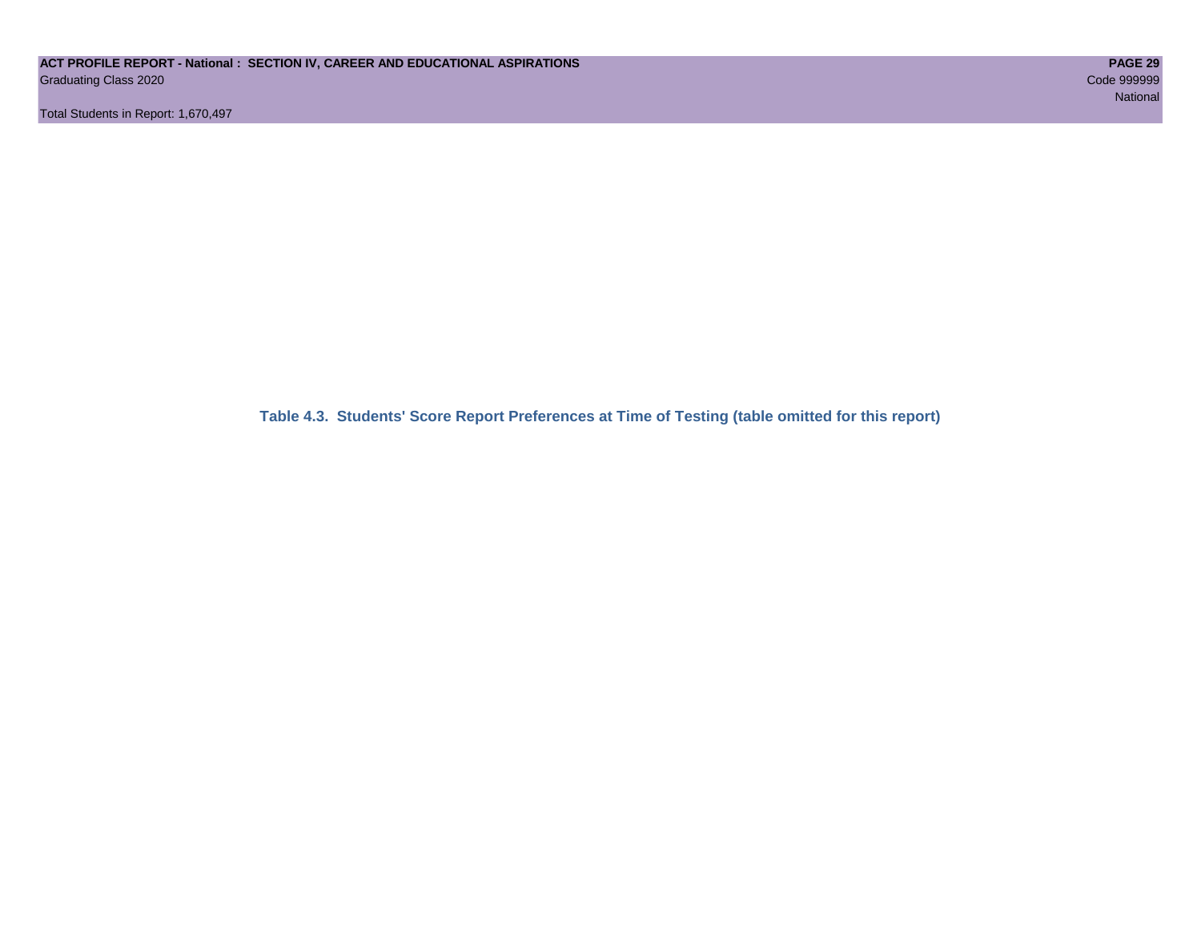**Table 4.3. Students' Score Report Preferences at Time of Testing (table omitted for this report)**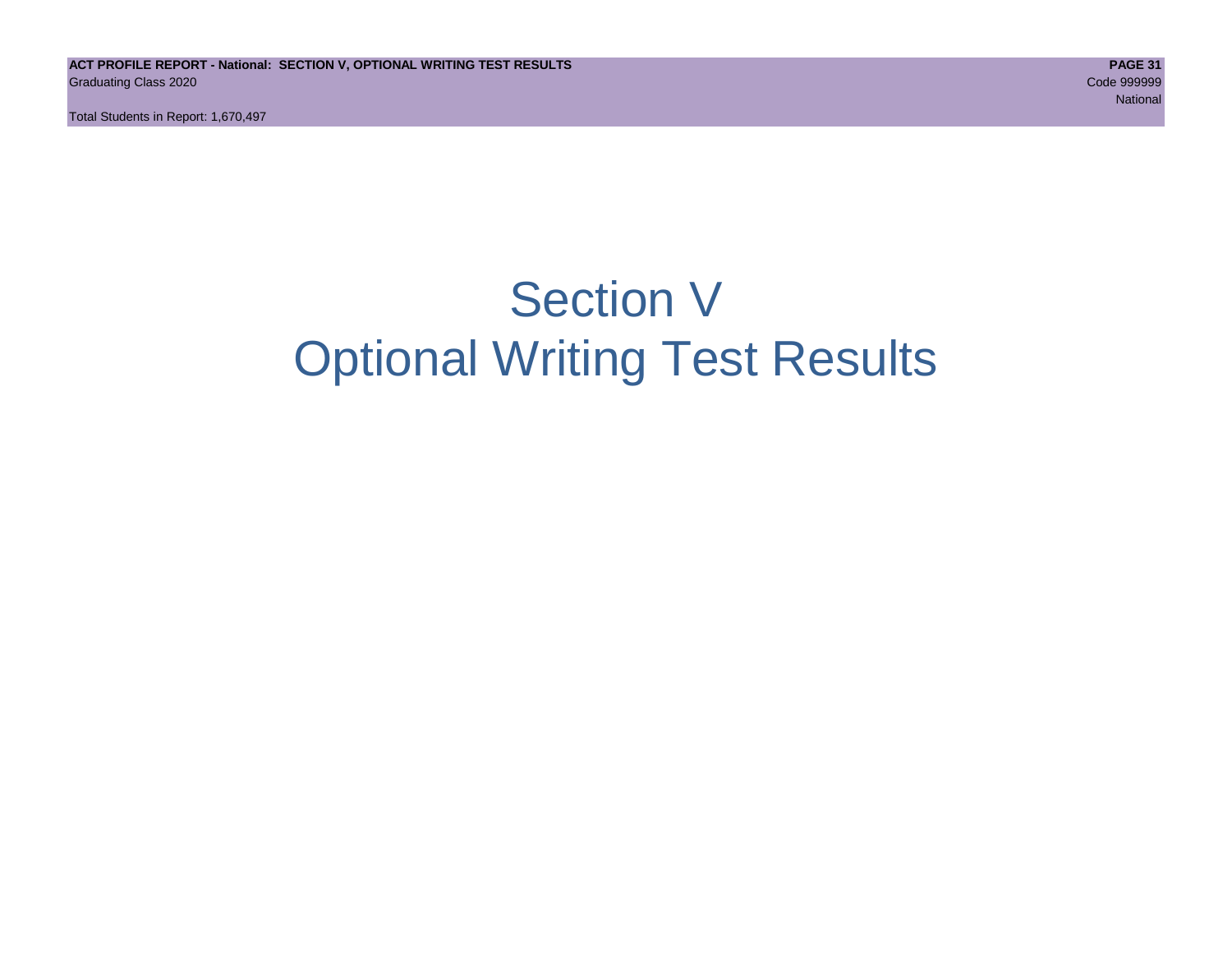# Section V
# Optional Writing Test Results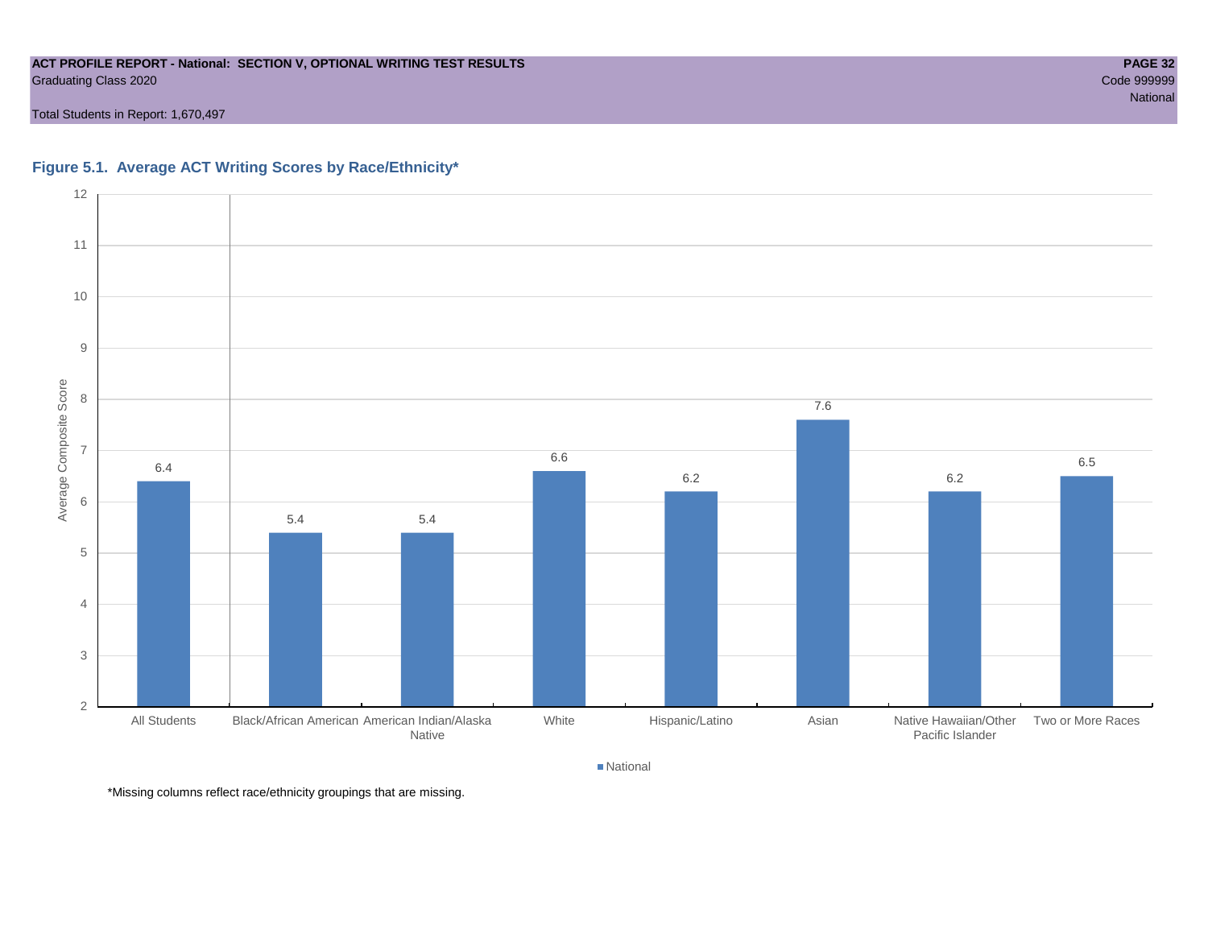**ACT PROFILE REPORT - National: SECTION V, OPTIONAL WRITING TEST RESULTS**
Graduating Class 2020

Total Students in Report: 1,670,497

Code 999999
National

### Figure 5.1. Average ACT Writing Scores by Race/Ethnicity*

| Group | Average Composite Score (National) |
|---|---|
| All Students | 6.4 |
| Black/African American | 5.4 |
| American Indian/Alaska Native | 5.4 |
| White | 6.6 |
| Hispanic/Latino | 6.2 |
| Asian | 7.6 |
| Native Hawaiian/Other Pacific Islander | 6.2 |
| Two or More Races | 6.5 |

*Missing columns reflect race/ethnicity groupings that are missing.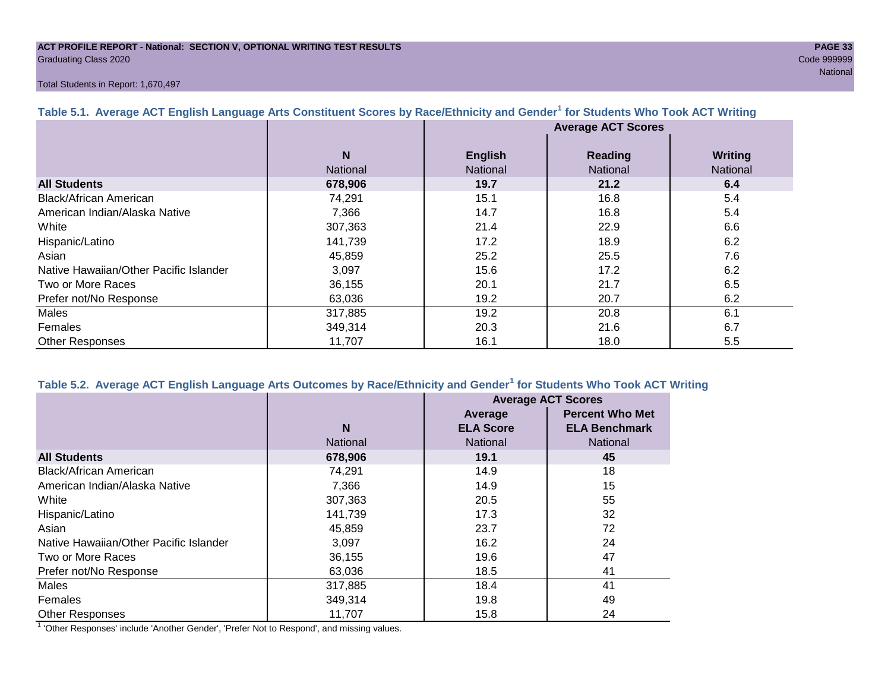### Table 5.1. Average ACT English Language Arts Constituent Scores by Race/Ethnicity and Gender[1] for Students Who Took ACT Writing

| | N | Average ACT Scores | | |
|---|---|---|---|---|
| | | English | Reading | Writing |
| | National | National | National | National |
| **All Students** | **678,906** | **19.7** | **21.2** | **6.4** |
| Black/African American | 74,291 | 15.1 | 16.8 | 5.4 |
| American Indian/Alaska Native | 7,366 | 14.7 | 16.8 | 5.4 |
| White | 307,363 | 21.4 | 22.9 | 6.6 |
| Hispanic/Latino | 141,739 | 17.2 | 18.9 | 6.2 |
| Asian | 45,859 | 25.2 | 25.5 | 7.6 |
| Native Hawaiian/Other Pacific Islander | 3,097 | 15.6 | 17.2 | 6.2 |
| Two or More Races | 36,155 | 20.1 | 21.7 | 6.5 |
| Prefer not/No Response | 63,036 | 19.2 | 20.7 | 6.2 |
| Males | 317,885 | 19.2 | 20.8 | 6.1 |
| Females | 349,314 | 20.3 | 21.6 | 6.7 |
| Other Responses | 11,707 | 16.1 | 18.0 | 5.5 |

### Table 5.2. Average ACT English Language Arts Outcomes by Race/Ethnicity and Gender[1] for Students Who Took ACT Writing

| | N | Average ACT Scores | |
|---|---|---|---|
| | | Average ELA Score | Percent Who Met ELA Benchmark |
| | National | National | National |
| **All Students** | **678,906** | **19.1** | **45** |
| Black/African American | 74,291 | 14.9 | 18 |
| American Indian/Alaska Native | 7,366 | 14.9 | 15 |
| White | 307,363 | 20.5 | 55 |
| Hispanic/Latino | 141,739 | 17.3 | 32 |
| Asian | 45,859 | 23.7 | 72 |
| Native Hawaiian/Other Pacific Islander | 3,097 | 16.2 | 24 |
| Two or More Races | 36,155 | 19.6 | 47 |
| Prefer not/No Response | 63,036 | 18.5 | 41 |
| Males | 317,885 | 18.4 | 41 |
| Females | 349,314 | 19.8 | 49 |
| Other Responses | 11,707 | 15.8 | 24 |

[1] 'Other Responses' include 'Another Gender', 'Prefer Not to Respond', and missing values.